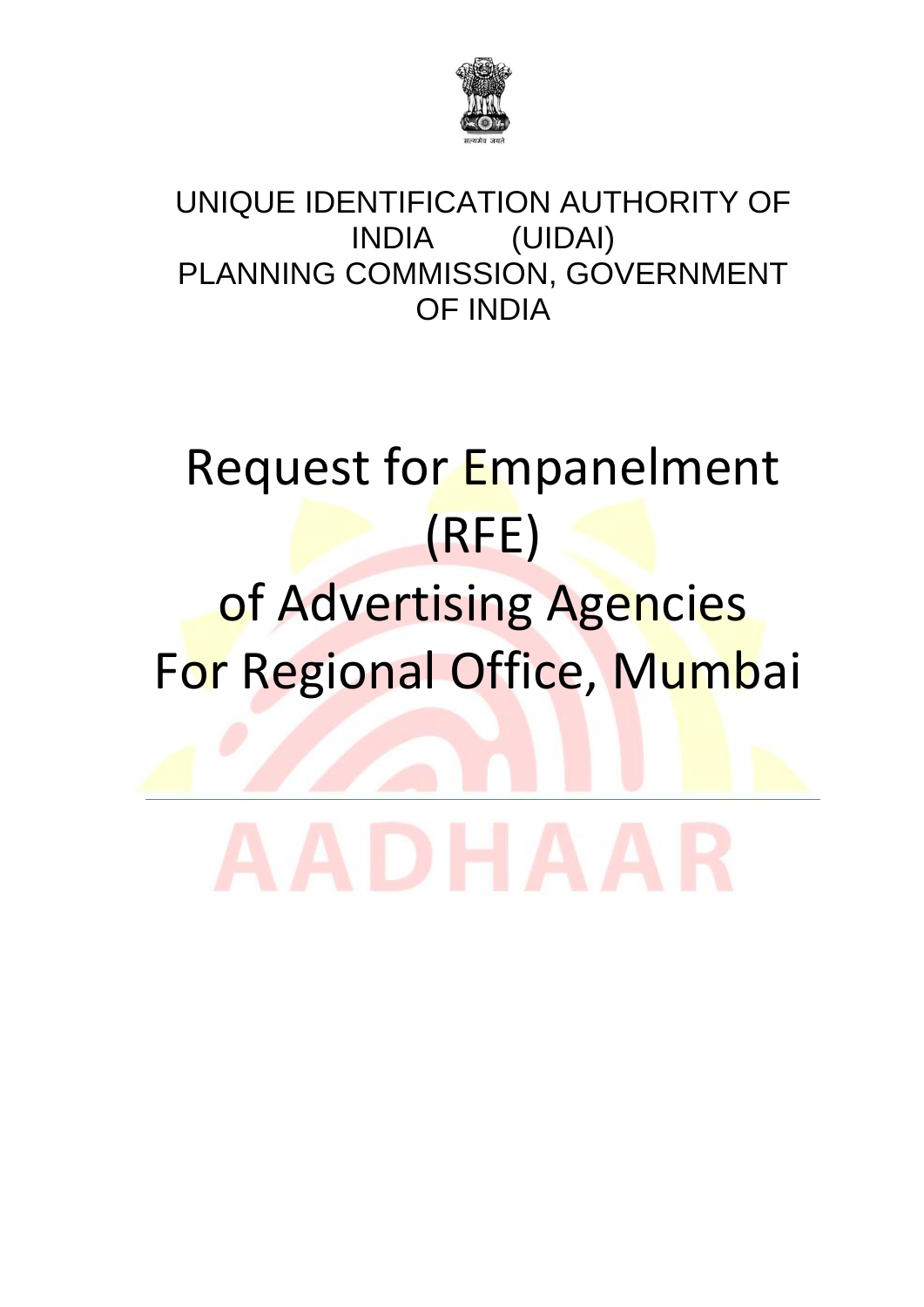सत्यमेव जयते

UNIQUE IDENTIFICATION AUTHORITY OF INDIA (UIDAI)
PLANNING COMMISSION, GOVERNMENT OF INDIA

# Request for Empanelment (RFE) of Advertising Agencies For Regional Office, Mumbai

AADHAAR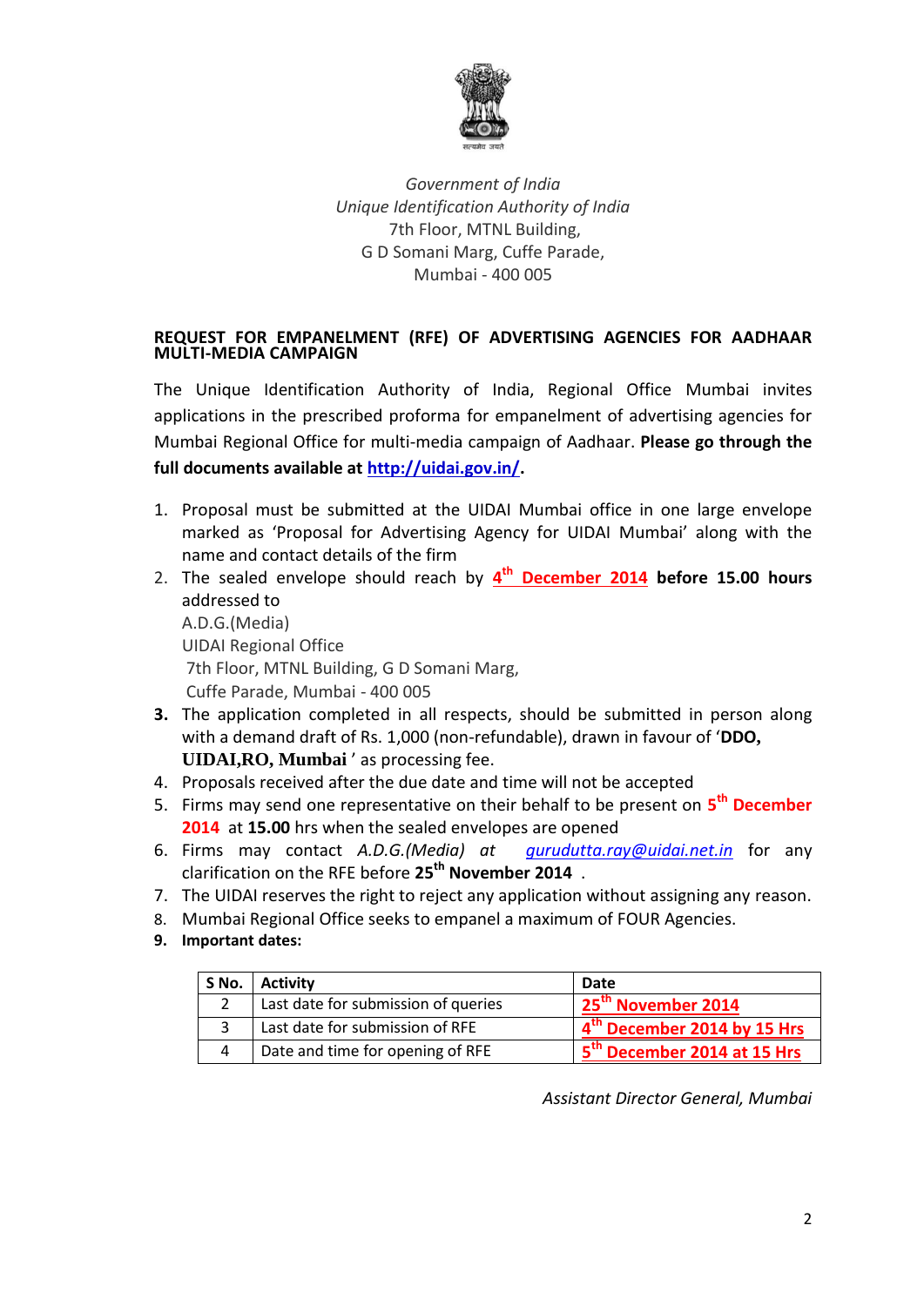*Government of India*
*Unique Identification Authority of India*
7th Floor, MTNL Building,
G D Somani Marg, Cuffe Parade,
Mumbai - 400 005

**REQUEST FOR EMPANELMENT (RFE) OF ADVERTISING AGENCIES FOR AADHAAR MULTI-MEDIA CAMPAIGN**

The Unique Identification Authority of India, Regional Office Mumbai invites applications in the prescribed proforma for empanelment of advertising agencies for Mumbai Regional Office for multi-media campaign of Aadhaar. **Please go through the full documents available at http://uidai.gov.in/.**

1. Proposal must be submitted at the UIDAI Mumbai office in one large envelope marked as 'Proposal for Advertising Agency for UIDAI Mumbai' along with the name and contact details of the firm
2. The sealed envelope should reach by **4th December 2014 before 15.00 hours** addressed to
   A.D.G.(Media)
   UIDAI Regional Office
   7th Floor, MTNL Building, G D Somani Marg,
   Cuffe Parade, Mumbai - 400 005
3. The application completed in all respects, should be submitted in person along with a demand draft of Rs. 1,000 (non-refundable), drawn in favour of '**DDO, UIDAI,RO, Mumbai**' as processing fee.
4. Proposals received after the due date and time will not be accepted
5. Firms may send one representative on their behalf to be present on **5th December 2014** at **15.00** hrs when the sealed envelopes are opened
6. Firms may contact *A.D.G.(Media)* at *gurudutta.ray@uidai.net.in* for any clarification on the RFE before **25th November 2014** .
7. The UIDAI reserves the right to reject any application without assigning any reason.
8. Mumbai Regional Office seeks to empanel a maximum of FOUR Agencies.
9. **Important dates:**

| S No. | Activity | Date |
|---|---|---|
| 2 | Last date for submission of queries | **25th November 2014** |
| 3 | Last date for submission of RFE | **4th December 2014 by 15 Hrs** |
| 4 | Date and time for opening of RFE | **5th December 2014 at 15 Hrs** |

*Assistant Director General, Mumbai*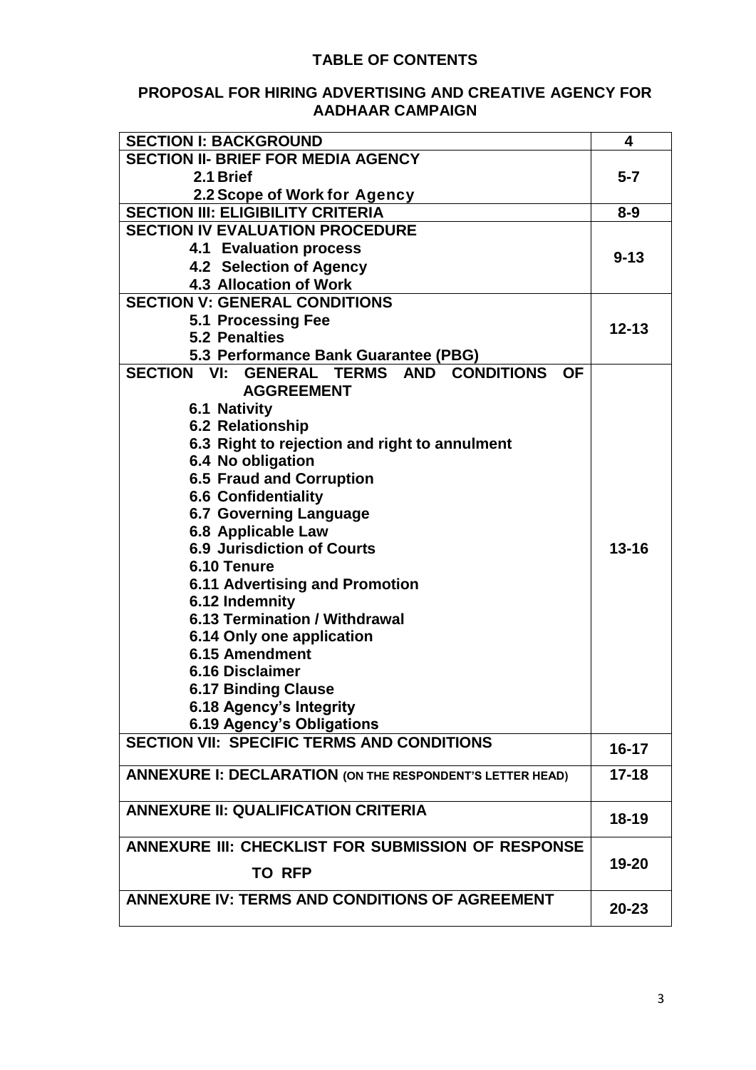# TABLE OF CONTENTS

## PROPOSAL FOR HIRING ADVERTISING AND CREATIVE AGENCY FOR AADHAAR CAMPAIGN

| | |
|---|---|
| **SECTION I: BACKGROUND** | **4** |
| **SECTION II- BRIEF FOR MEDIA AGENCY**<br>**2.1 Brief**<br>**2.2 Scope of Work for Agency** | **5-7** |
| **SECTION III: ELIGIBILITY CRITERIA** | **8-9** |
| **SECTION IV EVALUATION PROCEDURE**<br>**4.1 Evaluation process**<br>**4.2 Selection of Agency**<br>**4.3 Allocation of Work** | **9-13** |
| **SECTION V: GENERAL CONDITIONS**<br>**5.1 Processing Fee**<br>**5.2 Penalties**<br>**5.3 Performance Bank Guarantee (PBG)** | **12-13** |
| **SECTION VI: GENERAL TERMS AND CONDITIONS OF AGGREEMENT**<br>**6.1 Nativity**<br>**6.2 Relationship**<br>**6.3 Right to rejection and right to annulment**<br>**6.4 No obligation**<br>**6.5 Fraud and Corruption**<br>**6.6 Confidentiality**<br>**6.7 Governing Language**<br>**6.8 Applicable Law**<br>**6.9 Jurisdiction of Courts**<br>**6.10 Tenure**<br>**6.11 Advertising and Promotion**<br>**6.12 Indemnity**<br>**6.13 Termination / Withdrawal**<br>**6.14 Only one application**<br>**6.15 Amendment**<br>**6.16 Disclaimer**<br>**6.17 Binding Clause**<br>**6.18 Agency's Integrity**<br>**6.19 Agency's Obligations** | **13-16** |
| **SECTION VII: SPECIFIC TERMS AND CONDITIONS** | **16-17** |
| **ANNEXURE I: DECLARATION (ON THE RESPONDENT'S LETTER HEAD)** | **17-18** |
| **ANNEXURE II: QUALIFICATION CRITERIA** | **18-19** |
| **ANNEXURE III: CHECKLIST FOR SUBMISSION OF RESPONSE TO RFP** | **19-20** |
| **ANNEXURE IV: TERMS AND CONDITIONS OF AGREEMENT** | **20-23** |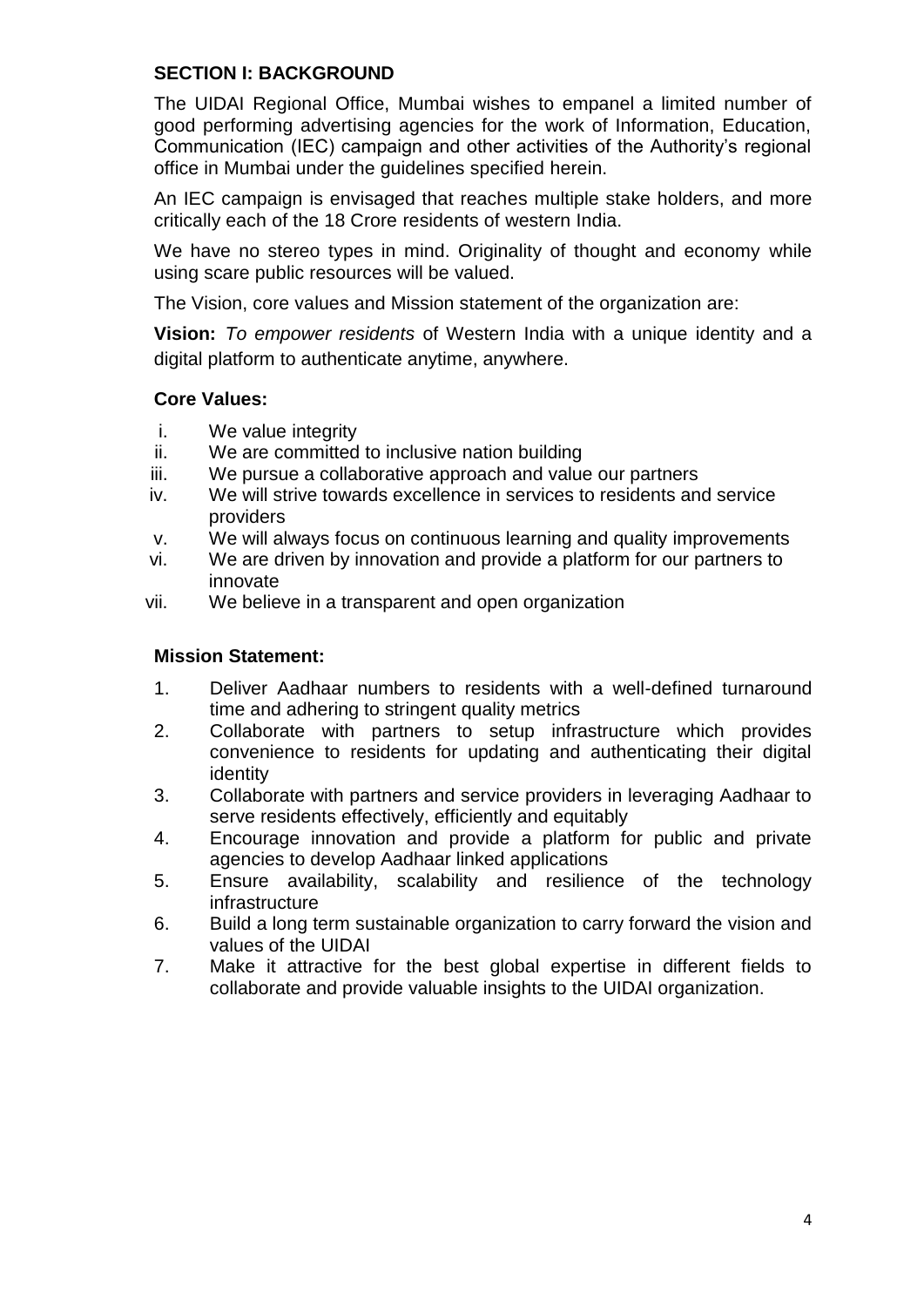## SECTION I: BACKGROUND

The UIDAI Regional Office, Mumbai wishes to empanel a limited number of good performing advertising agencies for the work of Information, Education, Communication (IEC) campaign and other activities of the Authority's regional office in Mumbai under the guidelines specified herein.

An IEC campaign is envisaged that reaches multiple stake holders, and more critically each of the 18 Crore residents of western India.

We have no stereo types in mind. Originality of thought and economy while using scare public resources will be valued.

The Vision, core values and Mission statement of the organization are:

**Vision:** *To empower residents* of Western India with a unique identity and a digital platform to authenticate anytime, anywhere.

### Core Values:

i. We value integrity
ii. We are committed to inclusive nation building
iii. We pursue a collaborative approach and value our partners
iv. We will strive towards excellence in services to residents and service providers
v. We will always focus on continuous learning and quality improvements
vi. We are driven by innovation and provide a platform for our partners to innovate
vii. We believe in a transparent and open organization

### Mission Statement:

1. Deliver Aadhaar numbers to residents with a well-defined turnaround time and adhering to stringent quality metrics
2. Collaborate with partners to setup infrastructure which provides convenience to residents for updating and authenticating their digital identity
3. Collaborate with partners and service providers in leveraging Aadhaar to serve residents effectively, efficiently and equitably
4. Encourage innovation and provide a platform for public and private agencies to develop Aadhaar linked applications
5. Ensure availability, scalability and resilience of the technology infrastructure
6. Build a long term sustainable organization to carry forward the vision and values of the UIDAI
7. Make it attractive for the best global expertise in different fields to collaborate and provide valuable insights to the UIDAI organization.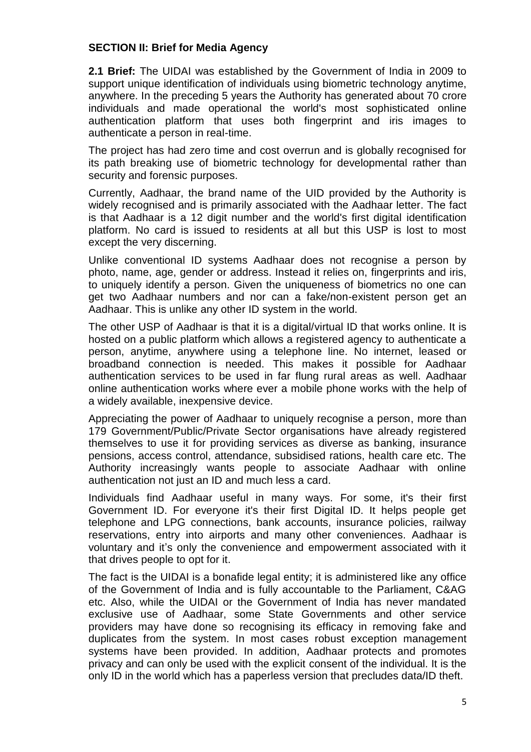**SECTION II: Brief for Media Agency**

**2.1 Brief:** The UIDAI was established by the Government of India in 2009 to support unique identification of individuals using biometric technology anytime, anywhere. In the preceding 5 years the Authority has generated about 70 crore individuals and made operational the world's most sophisticated online authentication platform that uses both fingerprint and iris images to authenticate a person in real-time.

The project has had zero time and cost overrun and is globally recognised for its path breaking use of biometric technology for developmental rather than security and forensic purposes.

Currently, Aadhaar, the brand name of the UID provided by the Authority is widely recognised and is primarily associated with the Aadhaar letter. The fact is that Aadhaar is a 12 digit number and the world's first digital identification platform. No card is issued to residents at all but this USP is lost to most except the very discerning.

Unlike conventional ID systems Aadhaar does not recognise a person by photo, name, age, gender or address. Instead it relies on, fingerprints and iris, to uniquely identify a person. Given the uniqueness of biometrics no one can get two Aadhaar numbers and nor can a fake/non-existent person get an Aadhaar. This is unlike any other ID system in the world.

The other USP of Aadhaar is that it is a digital/virtual ID that works online. It is hosted on a public platform which allows a registered agency to authenticate a person, anytime, anywhere using a telephone line. No internet, leased or broadband connection is needed. This makes it possible for Aadhaar authentication services to be used in far flung rural areas as well. Aadhaar online authentication works where ever a mobile phone works with the help of a widely available, inexpensive device.

Appreciating the power of Aadhaar to uniquely recognise a person, more than 179 Government/Public/Private Sector organisations have already registered themselves to use it for providing services as diverse as banking, insurance pensions, access control, attendance, subsidised rations, health care etc. The Authority increasingly wants people to associate Aadhaar with online authentication not just an ID and much less a card.

Individuals find Aadhaar useful in many ways. For some, it's their first Government ID. For everyone it's their first Digital ID. It helps people get telephone and LPG connections, bank accounts, insurance policies, railway reservations, entry into airports and many other conveniences. Aadhaar is voluntary and it's only the convenience and empowerment associated with it that drives people to opt for it.

The fact is the UIDAI is a bonafide legal entity; it is administered like any office of the Government of India and is fully accountable to the Parliament, C&AG etc. Also, while the UIDAI or the Government of India has never mandated exclusive use of Aadhaar, some State Governments and other service providers may have done so recognising its efficacy in removing fake and duplicates from the system. In most cases robust exception management systems have been provided. In addition, Aadhaar protects and promotes privacy and can only be used with the explicit consent of the individual. It is the only ID in the world which has a paperless version that precludes data/ID theft.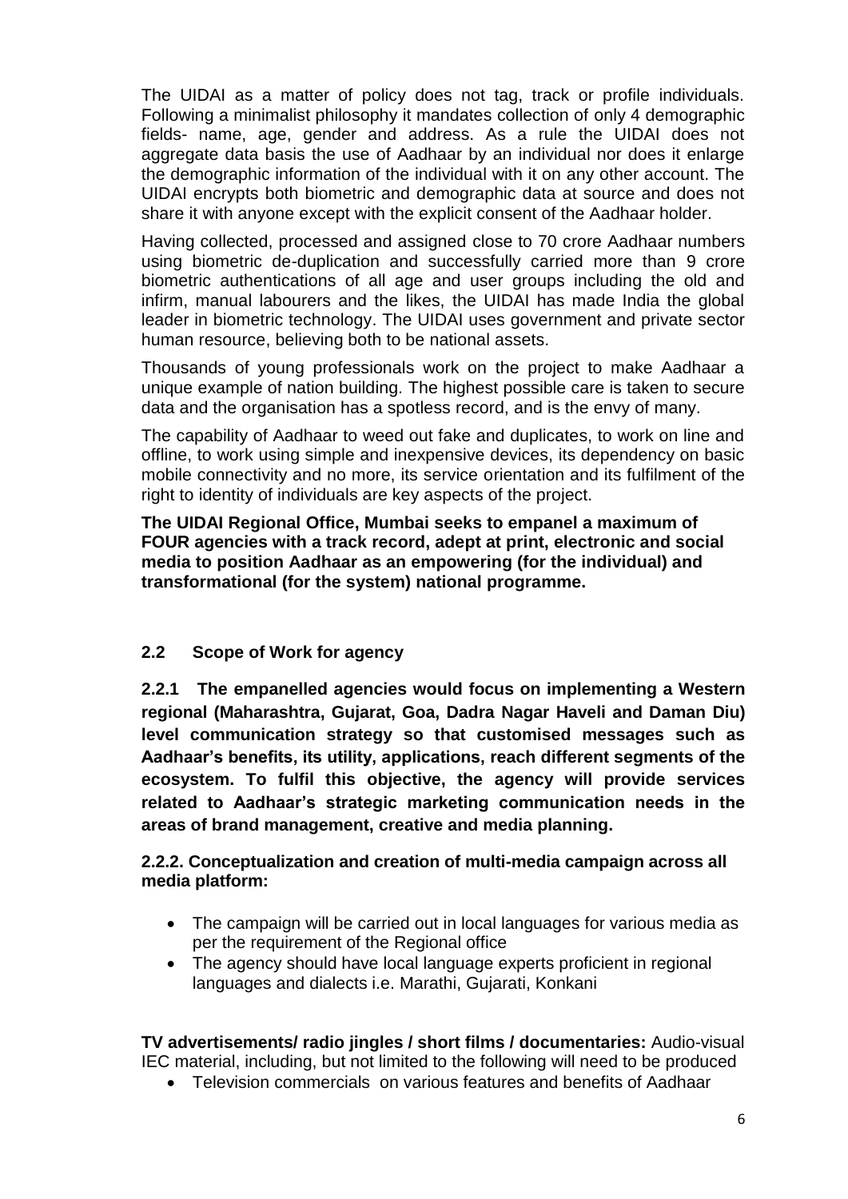The UIDAI as a matter of policy does not tag, track or profile individuals. Following a minimalist philosophy it mandates collection of only 4 demographic fields- name, age, gender and address. As a rule the UIDAI does not aggregate data basis the use of Aadhaar by an individual nor does it enlarge the demographic information of the individual with it on any other account. The UIDAI encrypts both biometric and demographic data at source and does not share it with anyone except with the explicit consent of the Aadhaar holder.

Having collected, processed and assigned close to 70 crore Aadhaar numbers using biometric de-duplication and successfully carried more than 9 crore biometric authentications of all age and user groups including the old and infirm, manual labourers and the likes, the UIDAI has made India the global leader in biometric technology. The UIDAI uses government and private sector human resource, believing both to be national assets.

Thousands of young professionals work on the project to make Aadhaar a unique example of nation building. The highest possible care is taken to secure data and the organisation has a spotless record, and is the envy of many.

The capability of Aadhaar to weed out fake and duplicates, to work on line and offline, to work using simple and inexpensive devices, its dependency on basic mobile connectivity and no more, its service orientation and its fulfilment of the right to identity of individuals are key aspects of the project.

**The UIDAI Regional Office, Mumbai seeks to empanel a maximum of FOUR agencies with a track record, adept at print, electronic and social media to position Aadhaar as an empowering (for the individual) and transformational (for the system) national programme.**

### 2.2 Scope of Work for agency

**2.2.1 The empanelled agencies would focus on implementing a Western regional (Maharashtra, Gujarat, Goa, Dadra Nagar Haveli and Daman Diu) level communication strategy so that customised messages such as Aadhaar's benefits, its utility, applications, reach different segments of the ecosystem. To fulfil this objective, the agency will provide services related to Aadhaar's strategic marketing communication needs in the areas of brand management, creative and media planning.**

**2.2.2. Conceptualization and creation of multi-media campaign across all media platform:**

- The campaign will be carried out in local languages for various media as per the requirement of the Regional office
- The agency should have local language experts proficient in regional languages and dialects i.e. Marathi, Gujarati, Konkani

**TV advertisements/ radio jingles / short films / documentaries:** Audio-visual IEC material, including, but not limited to the following will need to be produced

- Television commercials on various features and benefits of Aadhaar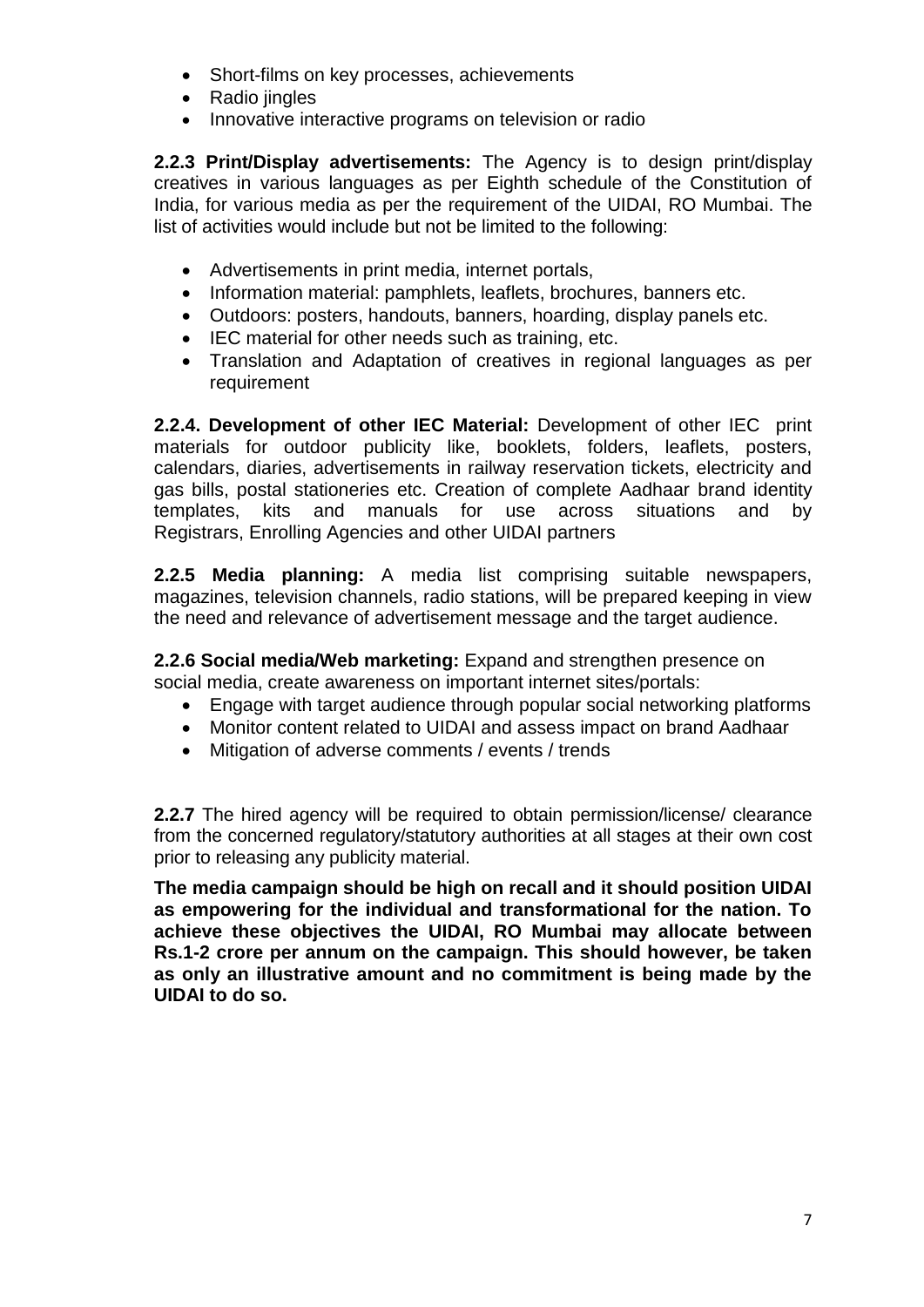- Short-films on key processes, achievements
- Radio jingles
- Innovative interactive programs on television or radio

**2.2.3 Print/Display advertisements:** The Agency is to design print/display creatives in various languages as per Eighth schedule of the Constitution of India, for various media as per the requirement of the UIDAI, RO Mumbai. The list of activities would include but not be limited to the following:

- Advertisements in print media, internet portals,
- Information material: pamphlets, leaflets, brochures, banners etc.
- Outdoors: posters, handouts, banners, hoarding, display panels etc.
- IEC material for other needs such as training, etc.
- Translation and Adaptation of creatives in regional languages as per requirement

**2.2.4. Development of other IEC Material:** Development of other IEC print materials for outdoor publicity like, booklets, folders, leaflets, posters, calendars, diaries, advertisements in railway reservation tickets, electricity and gas bills, postal stationeries etc. Creation of complete Aadhaar brand identity templates, kits and manuals for use across situations and by Registrars, Enrolling Agencies and other UIDAI partners

**2.2.5 Media planning:** A media list comprising suitable newspapers, magazines, television channels, radio stations, will be prepared keeping in view the need and relevance of advertisement message and the target audience.

**2.2.6 Social media/Web marketing:** Expand and strengthen presence on social media, create awareness on important internet sites/portals:

- Engage with target audience through popular social networking platforms
- Monitor content related to UIDAI and assess impact on brand Aadhaar
- Mitigation of adverse comments / events / trends

**2.2.7** The hired agency will be required to obtain permission/license/ clearance from the concerned regulatory/statutory authorities at all stages at their own cost prior to releasing any publicity material.

**The media campaign should be high on recall and it should position UIDAI as empowering for the individual and transformational for the nation. To achieve these objectives the UIDAI, RO Mumbai may allocate between Rs.1-2 crore per annum on the campaign. This should however, be taken as only an illustrative amount and no commitment is being made by the UIDAI to do so.**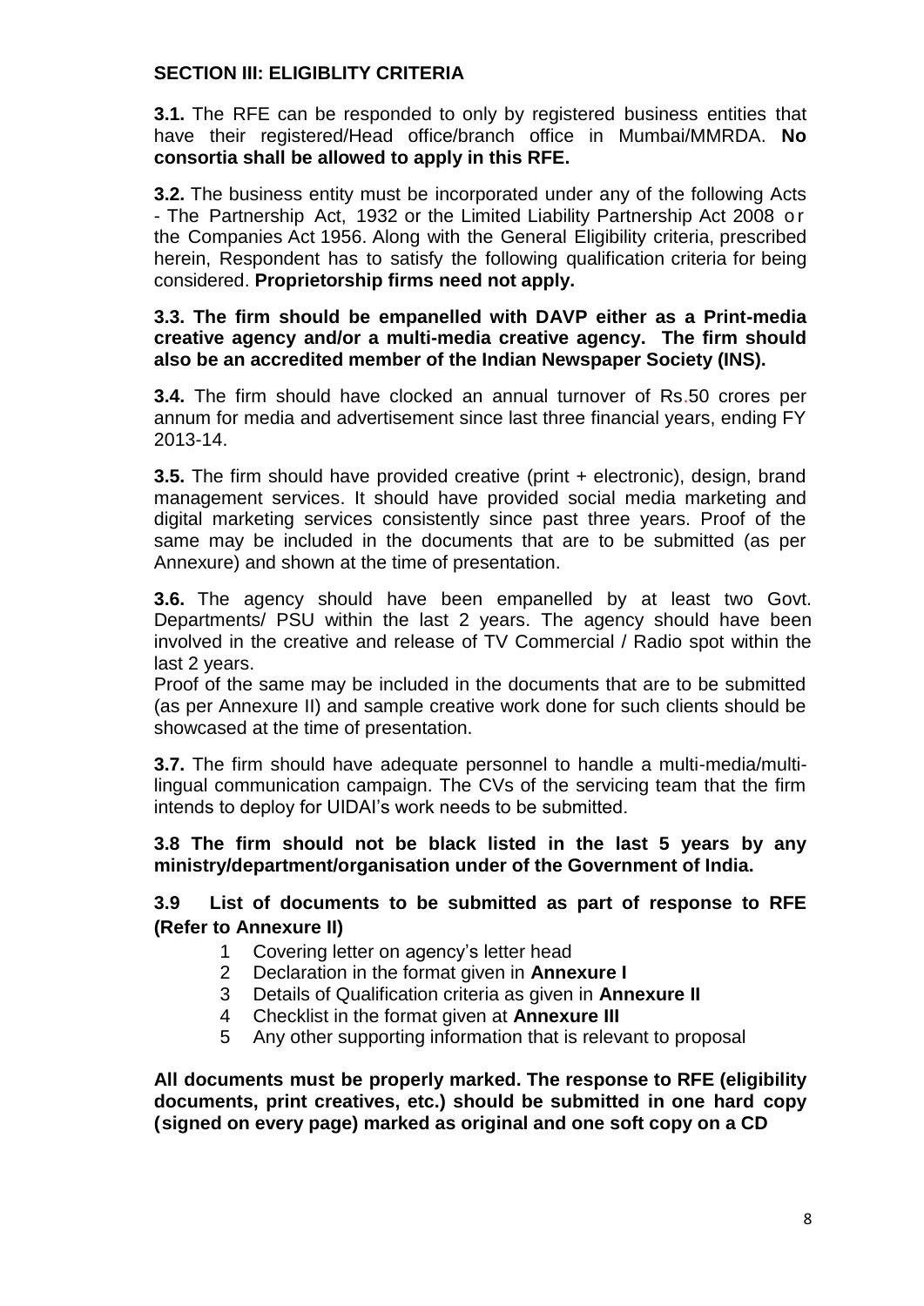### SECTION III: ELIGIBLITY CRITERIA

**3.1.** The RFE can be responded to only by registered business entities that have their registered/Head office/branch office in Mumbai/MMRDA. **No consortia shall be allowed to apply in this RFE.**

**3.2.** The business entity must be incorporated under any of the following Acts - The Partnership Act, 1932 or the Limited Liability Partnership Act 2008 or the Companies Act 1956. Along with the General Eligibility criteria, prescribed herein, Respondent has to satisfy the following qualification criteria for being considered. **Proprietorship firms need not apply.**

**3.3. The firm should be empanelled with DAVP either as a Print-media creative agency and/or a multi-media creative agency. The firm should also be an accredited member of the Indian Newspaper Society (INS).**

**3.4.** The firm should have clocked an annual turnover of Rs.50 crores per annum for media and advertisement since last three financial years, ending FY 2013-14.

**3.5.** The firm should have provided creative (print + electronic), design, brand management services. It should have provided social media marketing and digital marketing services consistently since past three years. Proof of the same may be included in the documents that are to be submitted (as per Annexure) and shown at the time of presentation.

**3.6.** The agency should have been empanelled by at least two Govt. Departments/ PSU within the last 2 years. The agency should have been involved in the creative and release of TV Commercial / Radio spot within the last 2 years.

Proof of the same may be included in the documents that are to be submitted (as per Annexure II) and sample creative work done for such clients should be showcased at the time of presentation.

**3.7.** The firm should have adequate personnel to handle a multi-media/multi-lingual communication campaign. The CVs of the servicing team that the firm intends to deploy for UIDAI's work needs to be submitted.

**3.8 The firm should not be black listed in the last 5 years by any ministry/department/organisation under of the Government of India.**

**3.9 List of documents to be submitted as part of response to RFE (Refer to Annexure II)**

1. Covering letter on agency's letter head
2. Declaration in the format given in **Annexure I**
3. Details of Qualification criteria as given in **Annexure II**
4. Checklist in the format given at **Annexure III**
5. Any other supporting information that is relevant to proposal

**All documents must be properly marked. The response to RFE (eligibility documents, print creatives, etc.) should be submitted in one hard copy (signed on every page) marked as original and one soft copy on a CD**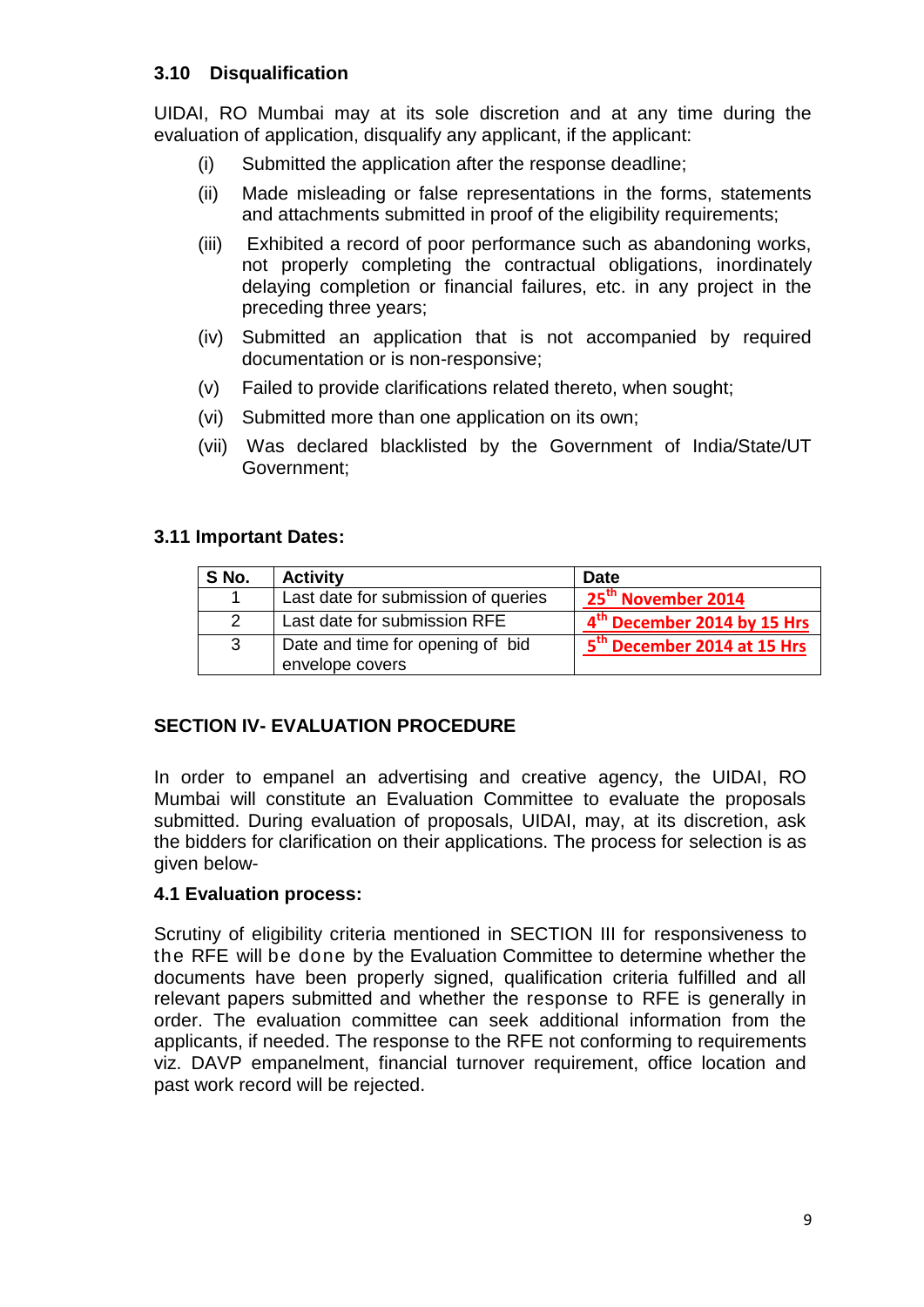### 3.10 Disqualification

UIDAI, RO Mumbai may at its sole discretion and at any time during the evaluation of application, disqualify any applicant, if the applicant:

(i) Submitted the application after the response deadline;

(ii) Made misleading or false representations in the forms, statements and attachments submitted in proof of the eligibility requirements;

(iii) Exhibited a record of poor performance such as abandoning works, not properly completing the contractual obligations, inordinately delaying completion or financial failures, etc. in any project in the preceding three years;

(iv) Submitted an application that is not accompanied by required documentation or is non-responsive;

(v) Failed to provide clarifications related thereto, when sought;

(vi) Submitted more than one application on its own;

(vii) Was declared blacklisted by the Government of India/State/UT Government;

### 3.11 Important Dates:

| S No. | Activity | Date |
|---|---|---|
| 1 | Last date for submission of queries | 25th November 2014 |
| 2 | Last date for submission RFE | 4th December 2014 by 15 Hrs |
| 3 | Date and time for opening of bid envelope covers | 5th December 2014 at 15 Hrs |

## SECTION IV- EVALUATION PROCEDURE

In order to empanel an advertising and creative agency, the UIDAI, RO Mumbai will constitute an Evaluation Committee to evaluate the proposals submitted. During evaluation of proposals, UIDAI, may, at its discretion, ask the bidders for clarification on their applications. The process for selection is as given below-

### 4.1 Evaluation process:

Scrutiny of eligibility criteria mentioned in SECTION III for responsiveness to the RFE will be done by the Evaluation Committee to determine whether the documents have been properly signed, qualification criteria fulfilled and all relevant papers submitted and whether the response to RFE is generally in order. The evaluation committee can seek additional information from the applicants, if needed. The response to the RFE not conforming to requirements viz. DAVP empanelment, financial turnover requirement, office location and past work record will be rejected.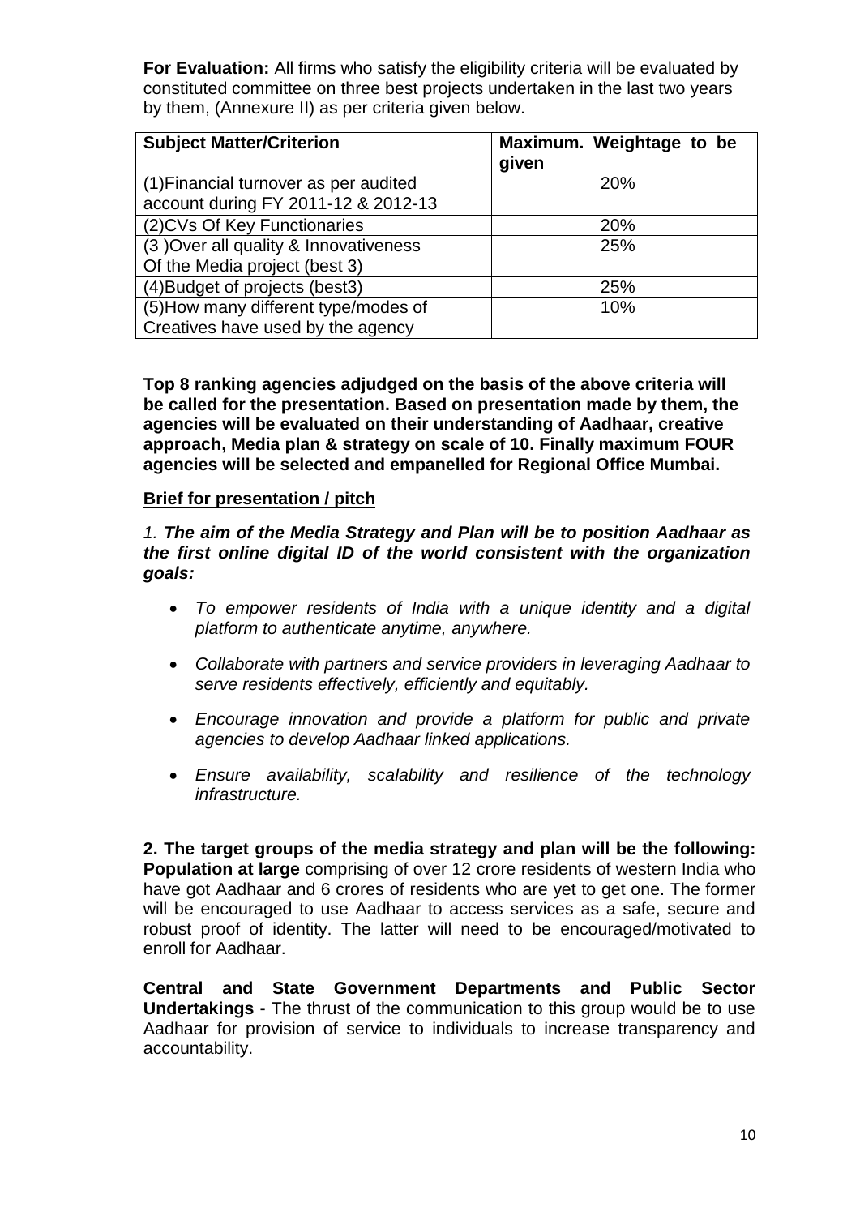**For Evaluation:** All firms who satisfy the eligibility criteria will be evaluated by constituted committee on three best projects undertaken in the last two years by them, (Annexure II) as per criteria given below.

| **Subject Matter/Criterion** | **Maximum. Weightage to be given** |
|---|---|
| (1)Financial turnover as per audited account during FY 2011-12 & 2012-13 | 20% |
| (2)CVs Of Key Functionaries | 20% |
| (3 )Over all quality & Innovativeness Of the Media project (best 3) | 25% |
| (4)Budget of projects (best3) | 25% |
| (5)How many different type/modes of Creatives have used by the agency | 10% |

**Top 8 ranking agencies adjudged on the basis of the above criteria will be called for the presentation. Based on presentation made by them, the agencies will be evaluated on their understanding of Aadhaar, creative approach, Media plan & strategy on scale of 10. Finally maximum FOUR agencies will be selected and empanelled for Regional Office Mumbai.**

**<u>Brief for presentation / pitch</u>**

*1.* ***The aim of the Media Strategy and Plan will be to position Aadhaar as the first online digital ID of the world consistent with the organization goals:***

- *To empower residents of India with a unique identity and a digital platform to authenticate anytime, anywhere.*
- *Collaborate with partners and service providers in leveraging Aadhaar to serve residents effectively, efficiently and equitably.*
- *Encourage innovation and provide a platform for public and private agencies to develop Aadhaar linked applications.*
- *Ensure availability, scalability and resilience of the technology infrastructure.*

**2. The target groups of the media strategy and plan will be the following: Population at large** comprising of over 12 crore residents of western India who have got Aadhaar and 6 crores of residents who are yet to get one. The former will be encouraged to use Aadhaar to access services as a safe, secure and robust proof of identity. The latter will need to be encouraged/motivated to enroll for Aadhaar.

**Central and State Government Departments and Public Sector Undertakings** - The thrust of the communication to this group would be to use Aadhaar for provision of service to individuals to increase transparency and accountability.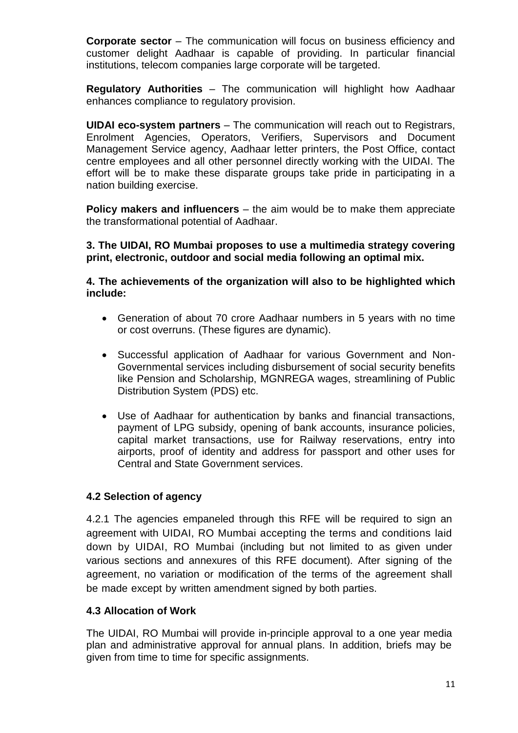**Corporate sector** – The communication will focus on business efficiency and customer delight Aadhaar is capable of providing. In particular financial institutions, telecom companies large corporate will be targeted.

**Regulatory Authorities** – The communication will highlight how Aadhaar enhances compliance to regulatory provision.

**UIDAI eco-system partners** – The communication will reach out to Registrars, Enrolment Agencies, Operators, Verifiers, Supervisors and Document Management Service agency, Aadhaar letter printers, the Post Office, contact centre employees and all other personnel directly working with the UIDAI. The effort will be to make these disparate groups take pride in participating in a nation building exercise.

**Policy makers and influencers** – the aim would be to make them appreciate the transformational potential of Aadhaar.

**3. The UIDAI, RO Mumbai proposes to use a multimedia strategy covering print, electronic, outdoor and social media following an optimal mix.**

**4. The achievements of the organization will also to be highlighted which include:**

- Generation of about 70 crore Aadhaar numbers in 5 years with no time or cost overruns. (These figures are dynamic).
- Successful application of Aadhaar for various Government and Non-Governmental services including disbursement of social security benefits like Pension and Scholarship, MGNREGA wages, streamlining of Public Distribution System (PDS) etc.
- Use of Aadhaar for authentication by banks and financial transactions, payment of LPG subsidy, opening of bank accounts, insurance policies, capital market transactions, use for Railway reservations, entry into airports, proof of identity and address for passport and other uses for Central and State Government services.

### 4.2 Selection of agency

4.2.1 The agencies empaneled through this RFE will be required to sign an agreement with UIDAI, RO Mumbai accepting the terms and conditions laid down by UIDAI, RO Mumbai (including but not limited to as given under various sections and annexures of this RFE document). After signing of the agreement, no variation or modification of the terms of the agreement shall be made except by written amendment signed by both parties.

### 4.3 Allocation of Work

The UIDAI, RO Mumbai will provide in-principle approval to a one year media plan and administrative approval for annual plans. In addition, briefs may be given from time to time for specific assignments.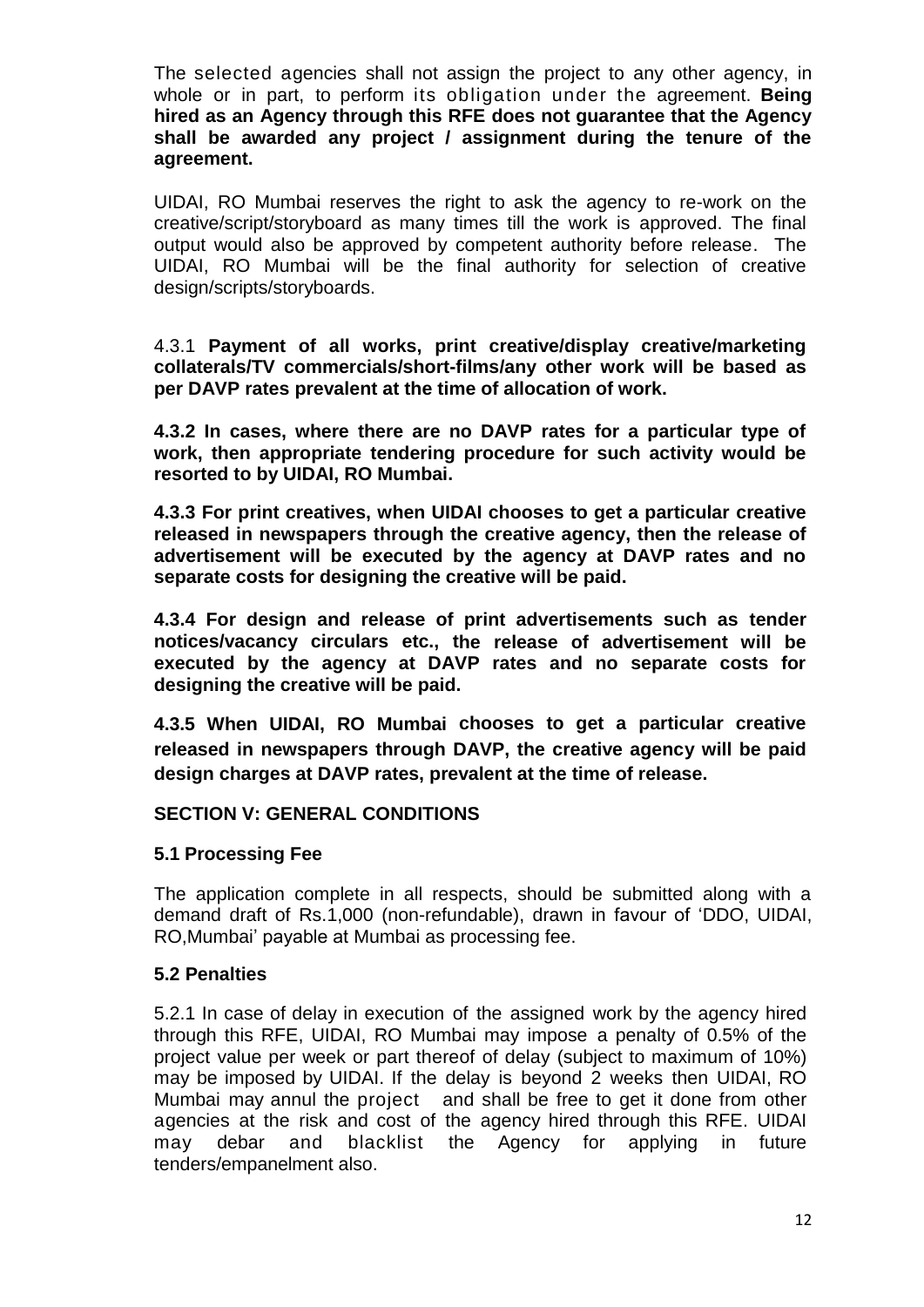The selected agencies shall not assign the project to any other agency, in whole or in part, to perform its obligation under the agreement. **Being hired as an Agency through this RFE does not guarantee that the Agency shall be awarded any project / assignment during the tenure of the agreement.**

UIDAI, RO Mumbai reserves the right to ask the agency to re-work on the creative/script/storyboard as many times till the work is approved. The final output would also be approved by competent authority before release. The UIDAI, RO Mumbai will be the final authority for selection of creative design/scripts/storyboards.

4.3.1 **Payment of all works, print creative/display creative/marketing collaterals/TV commercials/short-films/any other work will be based as per DAVP rates prevalent at the time of allocation of work.**

**4.3.2 In cases, where there are no DAVP rates for a particular type of work, then appropriate tendering procedure for such activity would be resorted to by UIDAI, RO Mumbai.**

**4.3.3 For print creatives, when UIDAI chooses to get a particular creative released in newspapers through the creative agency, then the release of advertisement will be executed by the agency at DAVP rates and no separate costs for designing the creative will be paid.**

**4.3.4 For design and release of print advertisements such as tender notices/vacancy circulars etc., the release of advertisement will be executed by the agency at DAVP rates and no separate costs for designing the creative will be paid.**

**4.3.5 When UIDAI, RO Mumbai chooses to get a particular creative released in newspapers through DAVP, the creative agency will be paid design charges at DAVP rates, prevalent at the time of release.**

## SECTION V: GENERAL CONDITIONS

### 5.1 Processing Fee

The application complete in all respects, should be submitted along with a demand draft of Rs.1,000 (non-refundable), drawn in favour of 'DDO, UIDAI, RO,Mumbai' payable at Mumbai as processing fee.

### 5.2 Penalties

5.2.1 In case of delay in execution of the assigned work by the agency hired through this RFE, UIDAI, RO Mumbai may impose a penalty of 0.5% of the project value per week or part thereof of delay (subject to maximum of 10%) may be imposed by UIDAI. If the delay is beyond 2 weeks then UIDAI, RO Mumbai may annul the project and shall be free to get it done from other agencies at the risk and cost of the agency hired through this RFE. UIDAI may debar and blacklist the Agency for applying in future tenders/empanelment also.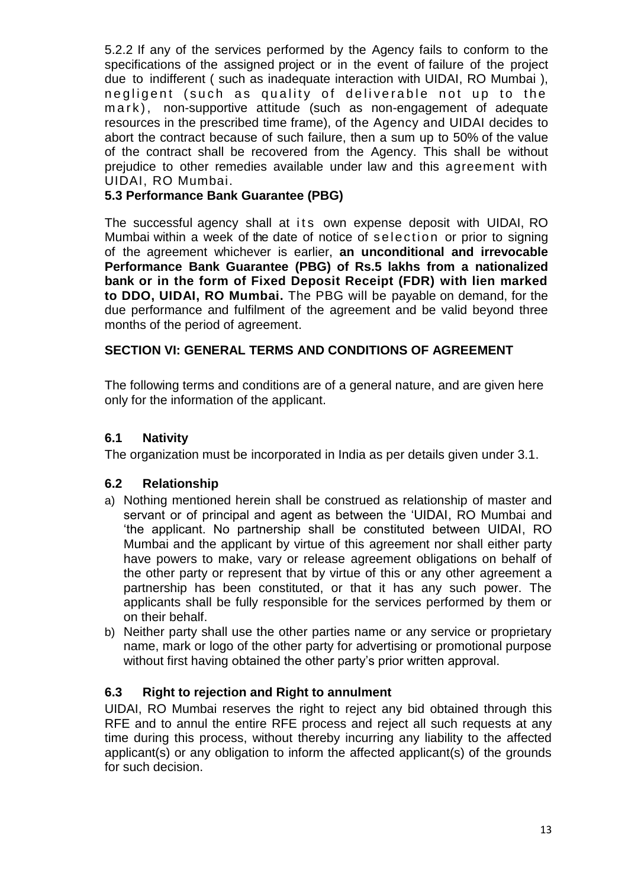5.2.2 If any of the services performed by the Agency fails to conform to the specifications of the assigned project or in the event of failure of the project due to indifferent ( such as inadequate interaction with UIDAI, RO Mumbai ), negligent (such as quality of deliverable not up to the mark), non-supportive attitude (such as non-engagement of adequate resources in the prescribed time frame), of the Agency and UIDAI decides to abort the contract because of such failure, then a sum up to 50% of the value of the contract shall be recovered from the Agency. This shall be without prejudice to other remedies available under law and this agreement with UIDAI, RO Mumbai.

**5.3 Performance Bank Guarantee (PBG)**

The successful agency shall at its own expense deposit with UIDAI, RO Mumbai within a week of the date of notice of selection or prior to signing of the agreement whichever is earlier, **an unconditional and irrevocable Performance Bank Guarantee (PBG) of Rs.5 lakhs from a nationalized bank or in the form of Fixed Deposit Receipt (FDR) with lien marked to DDO, UIDAI, RO Mumbai.** The PBG will be payable on demand, for the due performance and fulfilment of the agreement and be valid beyond three months of the period of agreement.

## SECTION VI: GENERAL TERMS AND CONDITIONS OF AGREEMENT

The following terms and conditions are of a general nature, and are given here only for the information of the applicant.

### 6.1 Nativity

The organization must be incorporated in India as per details given under 3.1.

### 6.2 Relationship

a) Nothing mentioned herein shall be construed as relationship of master and servant or of principal and agent as between the 'UIDAI, RO Mumbai and 'the applicant. No partnership shall be constituted between UIDAI, RO Mumbai and the applicant by virtue of this agreement nor shall either party have powers to make, vary or release agreement obligations on behalf of the other party or represent that by virtue of this or any other agreement a partnership has been constituted, or that it has any such power. The applicants shall be fully responsible for the services performed by them or on their behalf.
b) Neither party shall use the other parties name or any service or proprietary name, mark or logo of the other party for advertising or promotional purpose without first having obtained the other party's prior written approval.

### 6.3 Right to rejection and Right to annulment

UIDAI, RO Mumbai reserves the right to reject any bid obtained through this RFE and to annul the entire RFE process and reject all such requests at any time during this process, without thereby incurring any liability to the affected applicant(s) or any obligation to inform the affected applicant(s) of the grounds for such decision.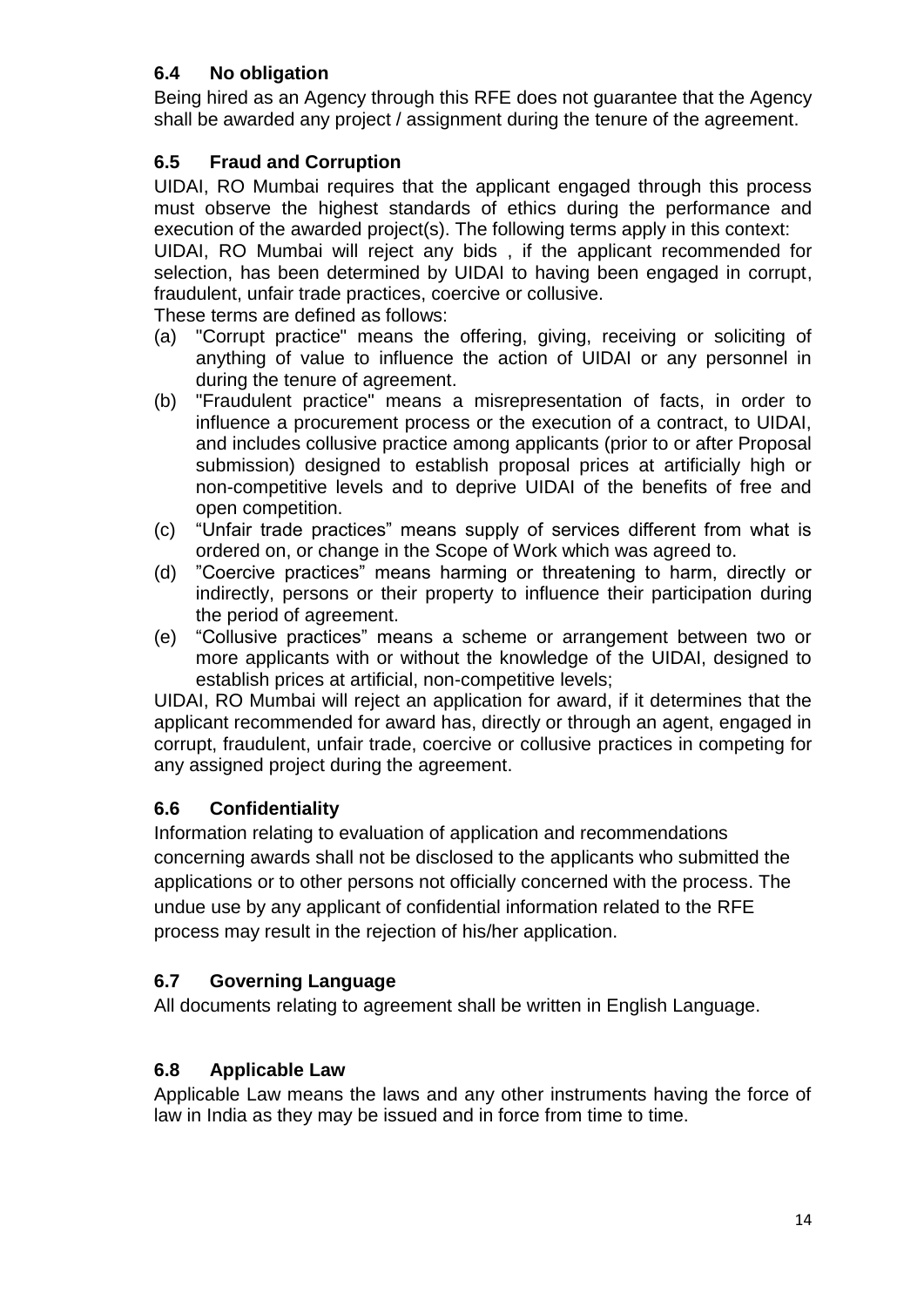### 6.4 No obligation

Being hired as an Agency through this RFE does not guarantee that the Agency shall be awarded any project / assignment during the tenure of the agreement.

### 6.5 Fraud and Corruption

UIDAI, RO Mumbai requires that the applicant engaged through this process must observe the highest standards of ethics during the performance and execution of the awarded project(s). The following terms apply in this context:

UIDAI, RO Mumbai will reject any bids , if the applicant recommended for selection, has been determined by UIDAI to having been engaged in corrupt, fraudulent, unfair trade practices, coercive or collusive.

These terms are defined as follows:

(a) "Corrupt practice" means the offering, giving, receiving or soliciting of anything of value to influence the action of UIDAI or any personnel in during the tenure of agreement.

(b) "Fraudulent practice" means a misrepresentation of facts, in order to influence a procurement process or the execution of a contract, to UIDAI, and includes collusive practice among applicants (prior to or after Proposal submission) designed to establish proposal prices at artificially high or non-competitive levels and to deprive UIDAI of the benefits of free and open competition.

(c) "Unfair trade practices" means supply of services different from what is ordered on, or change in the Scope of Work which was agreed to.

(d) "Coercive practices" means harming or threatening to harm, directly or indirectly, persons or their property to influence their participation during the period of agreement.

(e) "Collusive practices" means a scheme or arrangement between two or more applicants with or without the knowledge of the UIDAI, designed to establish prices at artificial, non-competitive levels;

UIDAI, RO Mumbai will reject an application for award, if it determines that the applicant recommended for award has, directly or through an agent, engaged in corrupt, fraudulent, unfair trade, coercive or collusive practices in competing for any assigned project during the agreement.

### 6.6 Confidentiality

Information relating to evaluation of application and recommendations concerning awards shall not be disclosed to the applicants who submitted the applications or to other persons not officially concerned with the process. The undue use by any applicant of confidential information related to the RFE process may result in the rejection of his/her application.

### 6.7 Governing Language

All documents relating to agreement shall be written in English Language.

### 6.8 Applicable Law

Applicable Law means the laws and any other instruments having the force of law in India as they may be issued and in force from time to time.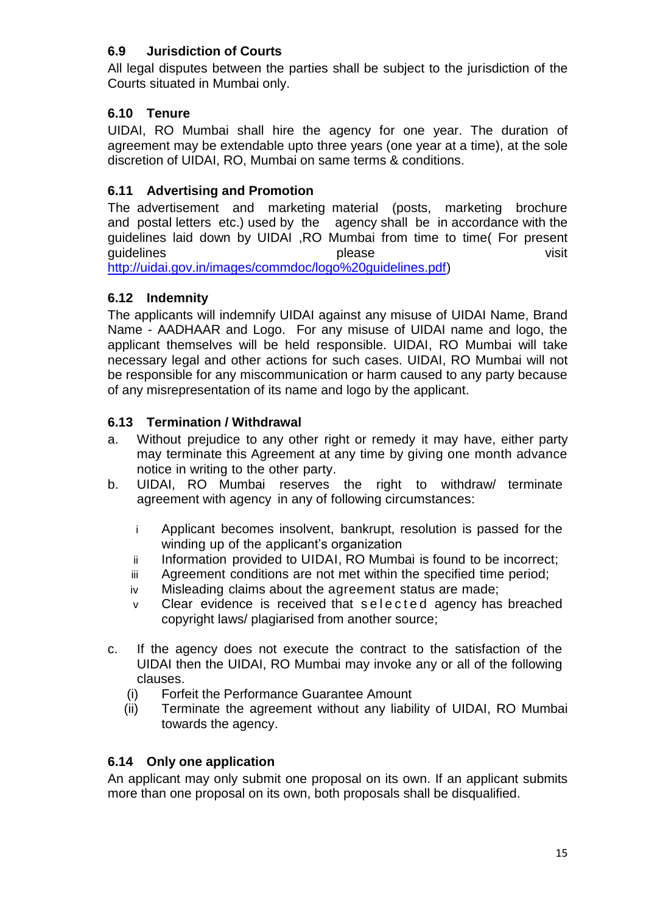### 6.9 Jurisdiction of Courts

All legal disputes between the parties shall be subject to the jurisdiction of the Courts situated in Mumbai only.

### 6.10 Tenure

UIDAI, RO Mumbai shall hire the agency for one year. The duration of agreement may be extendable upto three years (one year at a time), at the sole discretion of UIDAI, RO, Mumbai on same terms & conditions.

### 6.11 Advertising and Promotion

The advertisement and marketing material (posts, marketing brochure and postal letters etc.) used by the agency shall be in accordance with the guidelines laid down by UIDAI ,RO Mumbai from time to time( For present guidelines please visit http://uidai.gov.in/images/commdoc/logo%20guidelines.pdf)

### 6.12 Indemnity

The applicants will indemnify UIDAI against any misuse of UIDAI Name, Brand Name - AADHAAR and Logo. For any misuse of UIDAI name and logo, the applicant themselves will be held responsible. UIDAI, RO Mumbai will take necessary legal and other actions for such cases. UIDAI, RO Mumbai will not be responsible for any miscommunication or harm caused to any party because of any misrepresentation of its name and logo by the applicant.

### 6.13 Termination / Withdrawal

a. Without prejudice to any other right or remedy it may have, either party may terminate this Agreement at any time by giving one month advance notice in writing to the other party.

b. UIDAI, RO Mumbai reserves the right to withdraw/ terminate agreement with agency in any of following circumstances:

   i Applicant becomes insolvent, bankrupt, resolution is passed for the winding up of the applicant's organization
   
   ii Information provided to UIDAI, RO Mumbai is found to be incorrect;
   
   iii Agreement conditions are not met within the specified time period;
   
   iv Misleading claims about the agreement status are made;
   
   v Clear evidence is received that selected agency has breached copyright laws/ plagiarised from another source;

c. If the agency does not execute the contract to the satisfaction of the UIDAI then the UIDAI, RO Mumbai may invoke any or all of the following clauses.

   (i) Forfeit the Performance Guarantee Amount
   
   (ii) Terminate the agreement without any liability of UIDAI, RO Mumbai towards the agency.

### 6.14 Only one application

An applicant may only submit one proposal on its own. If an applicant submits more than one proposal on its own, both proposals shall be disqualified.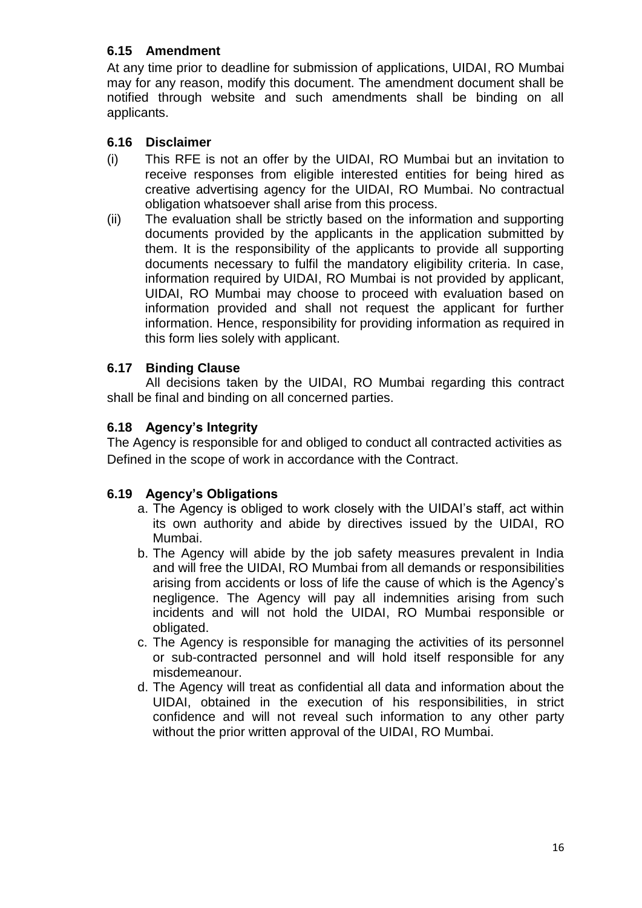### 6.15 Amendment

At any time prior to deadline for submission of applications, UIDAI, RO Mumbai may for any reason, modify this document. The amendment document shall be notified through website and such amendments shall be binding on all applicants.

### 6.16 Disclaimer

(i) This RFE is not an offer by the UIDAI, RO Mumbai but an invitation to receive responses from eligible interested entities for being hired as creative advertising agency for the UIDAI, RO Mumbai. No contractual obligation whatsoever shall arise from this process.

(ii) The evaluation shall be strictly based on the information and supporting documents provided by the applicants in the application submitted by them. It is the responsibility of the applicants to provide all supporting documents necessary to fulfil the mandatory eligibility criteria. In case, information required by UIDAI, RO Mumbai is not provided by applicant, UIDAI, RO Mumbai may choose to proceed with evaluation based on information provided and shall not request the applicant for further information. Hence, responsibility for providing information as required in this form lies solely with applicant.

### 6.17 Binding Clause

All decisions taken by the UIDAI, RO Mumbai regarding this contract shall be final and binding on all concerned parties.

### 6.18 Agency's Integrity

The Agency is responsible for and obliged to conduct all contracted activities as Defined in the scope of work in accordance with the Contract.

### 6.19 Agency's Obligations

a. The Agency is obliged to work closely with the UIDAI's staff, act within its own authority and abide by directives issued by the UIDAI, RO Mumbai.
b. The Agency will abide by the job safety measures prevalent in India and will free the UIDAI, RO Mumbai from all demands or responsibilities arising from accidents or loss of life the cause of which is the Agency's negligence. The Agency will pay all indemnities arising from such incidents and will not hold the UIDAI, RO Mumbai responsible or obligated.
c. The Agency is responsible for managing the activities of its personnel or sub-contracted personnel and will hold itself responsible for any misdemeanour.
d. The Agency will treat as confidential all data and information about the UIDAI, obtained in the execution of his responsibilities, in strict confidence and will not reveal such information to any other party without the prior written approval of the UIDAI, RO Mumbai.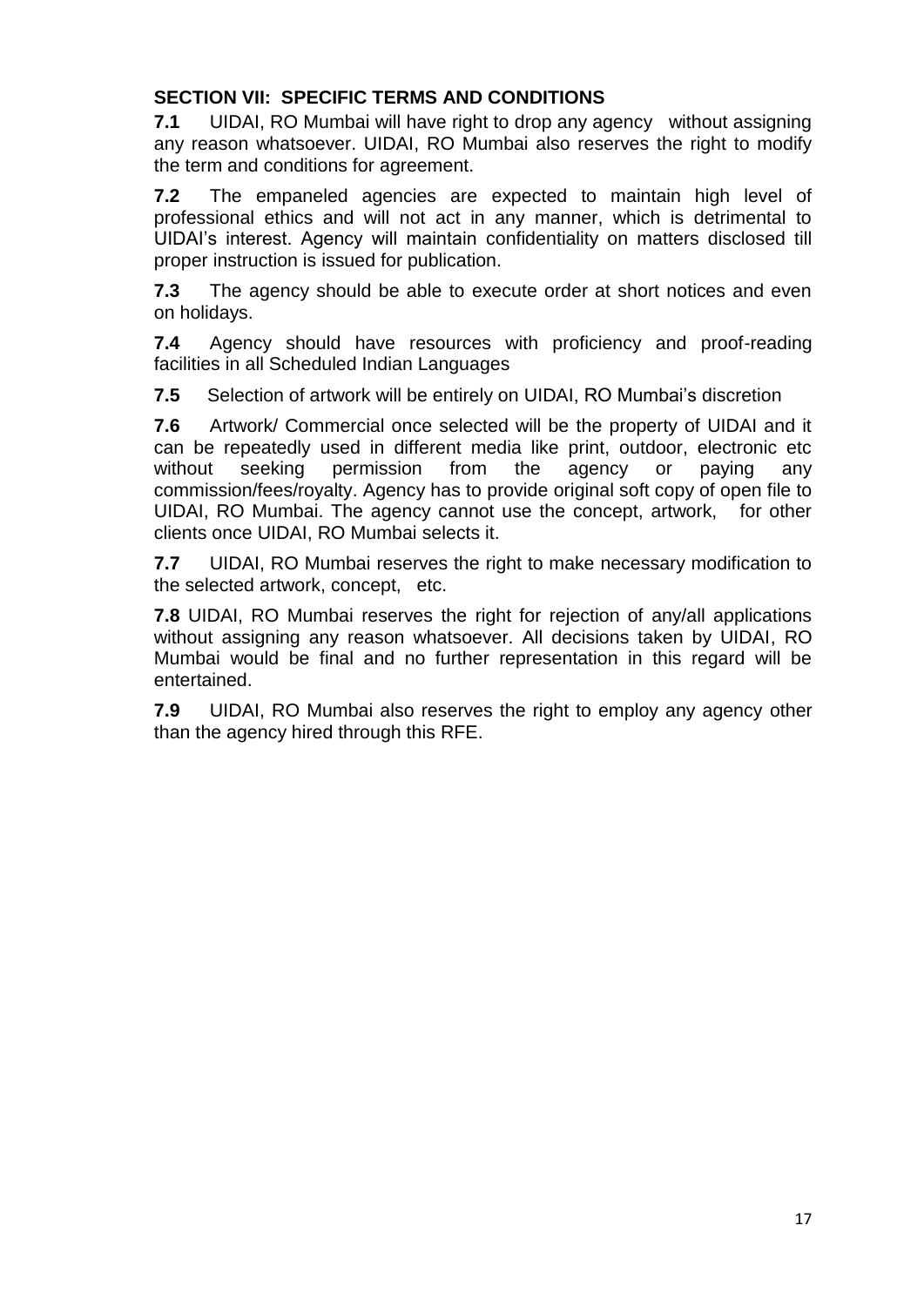## SECTION VII: SPECIFIC TERMS AND CONDITIONS

**7.1** UIDAI, RO Mumbai will have right to drop any agency without assigning any reason whatsoever. UIDAI, RO Mumbai also reserves the right to modify the term and conditions for agreement.

**7.2** The empaneled agencies are expected to maintain high level of professional ethics and will not act in any manner, which is detrimental to UIDAI's interest. Agency will maintain confidentiality on matters disclosed till proper instruction is issued for publication.

**7.3** The agency should be able to execute order at short notices and even on holidays.

**7.4** Agency should have resources with proficiency and proof-reading facilities in all Scheduled Indian Languages

**7.5** Selection of artwork will be entirely on UIDAI, RO Mumbai's discretion

**7.6** Artwork/ Commercial once selected will be the property of UIDAI and it can be repeatedly used in different media like print, outdoor, electronic etc without seeking permission from the agency or paying any commission/fees/royalty. Agency has to provide original soft copy of open file to UIDAI, RO Mumbai. The agency cannot use the concept, artwork, for other clients once UIDAI, RO Mumbai selects it.

**7.7** UIDAI, RO Mumbai reserves the right to make necessary modification to the selected artwork, concept, etc.

**7.8** UIDAI, RO Mumbai reserves the right for rejection of any/all applications without assigning any reason whatsoever. All decisions taken by UIDAI, RO Mumbai would be final and no further representation in this regard will be entertained.

**7.9** UIDAI, RO Mumbai also reserves the right to employ any agency other than the agency hired through this RFE.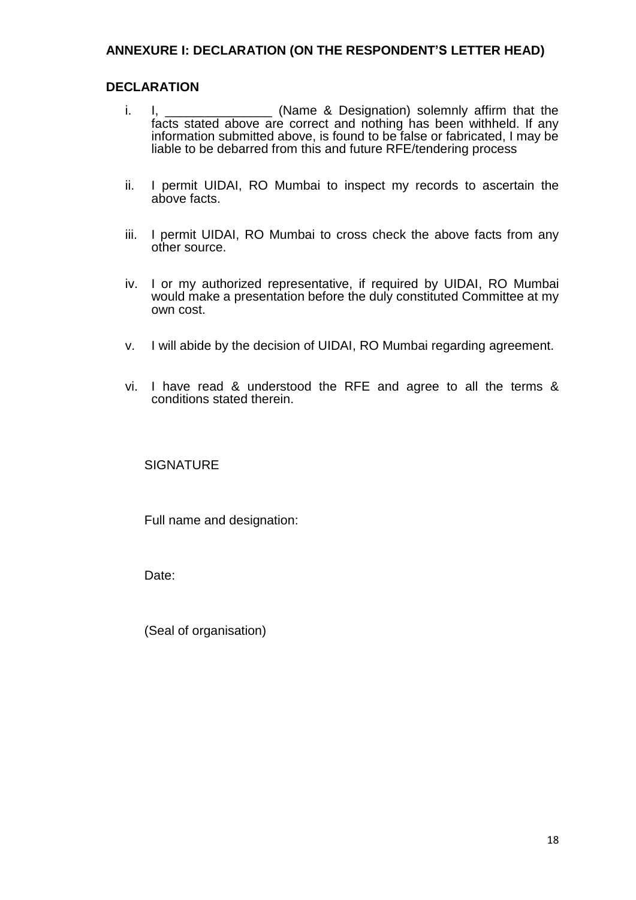**ANNEXURE I: DECLARATION (ON THE RESPONDENT'S LETTER HEAD)**

**DECLARATION**

i. I, _______________ (Name & Designation) solemnly affirm that the facts stated above are correct and nothing has been withheld. If any information submitted above, is found to be false or fabricated, I may be liable to be debarred from this and future RFE/tendering process

ii. I permit UIDAI, RO Mumbai to inspect my records to ascertain the above facts.

iii. I permit UIDAI, RO Mumbai to cross check the above facts from any other source.

iv. I or my authorized representative, if required by UIDAI, RO Mumbai would make a presentation before the duly constituted Committee at my own cost.

v. I will abide by the decision of UIDAI, RO Mumbai regarding agreement.

vi. I have read & understood the RFE and agree to all the terms & conditions stated therein.

SIGNATURE

Full name and designation:

Date:

(Seal of organisation)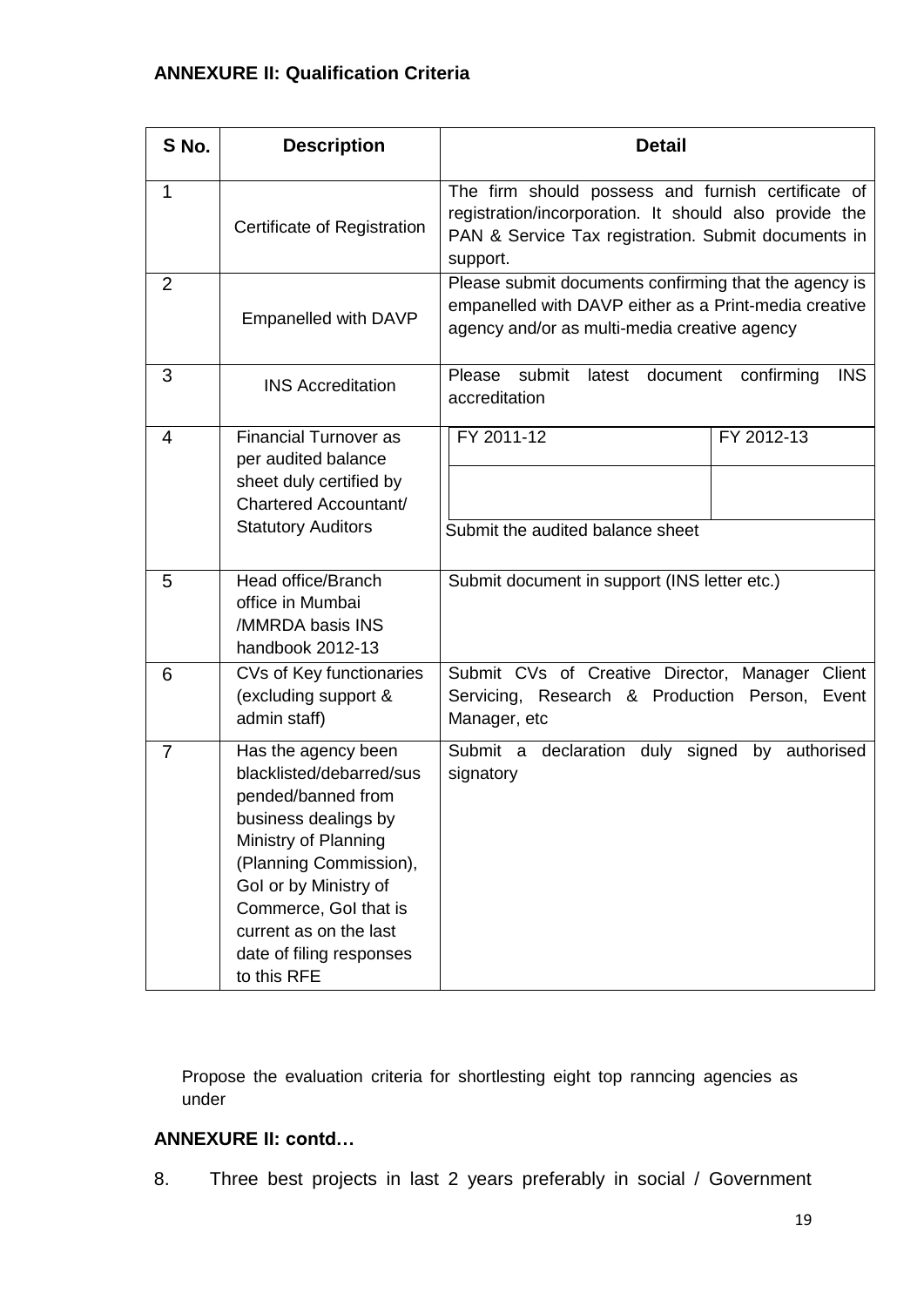**ANNEXURE II: Qualification Criteria**

| S No. | Description | Detail | |
|---|---|---|---|
| 1 | Certificate of Registration | The firm should possess and furnish certificate of registration/incorporation. It should also provide the PAN & Service Tax registration. Submit documents in support. | |
| 2 | Empanelled with DAVP | Please submit documents confirming that the agency is empanelled with DAVP either as a Print-media creative agency and/or as multi-media creative agency | |
| 3 | INS Accreditation | Please submit latest document confirming INS accreditation | |
| 4 | Financial Turnover as per audited balance sheet duly certified by Chartered Accountant/ Statutory Auditors | FY 2011-12 | FY 2012-13 |
| | | | |
| | | Submit the audited balance sheet | |
| 5 | Head office/Branch office in Mumbai /MMRDA basis INS handbook 2012-13 | Submit document in support (INS letter etc.) | |
| 6 | CVs of Key functionaries (excluding support & admin staff) | Submit CVs of Creative Director, Manager Client Servicing, Research & Production Person, Event Manager, etc | |
| 7 | Has the agency been blacklisted/debarred/suspended/banned from business dealings by Ministry of Planning (Planning Commission), GoI or by Ministry of Commerce, GoI that is current as on the last date of filing responses to this RFE | Submit a declaration duly signed by authorised signatory | |

Propose the evaluation criteria for shortlesting eight top ranncing agencies as under

**ANNEXURE II: contd…**

8. Three best projects in last 2 years preferably in social / Government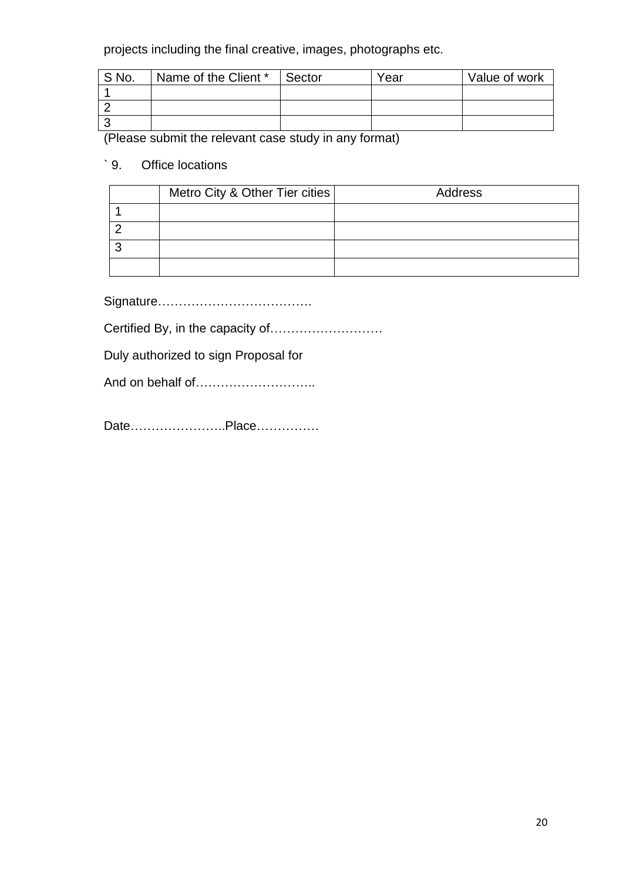projects including the final creative, images, photographs etc.

| S No. | Name of the Client * | Sector | Year | Value of work |
|---|---|---|---|---|
| 1 | | | | |
| 2 | | | | |
| 3 | | | | |

(Please submit the relevant case study in any format)

` 9. Office locations

| | Metro City & Other Tier cities | Address |
|---|---|---|
| 1 | | |
| 2 | | |
| 3 | | |
| | | |

Signature……………………………….

Certified By, in the capacity of………………………

Duly authorized to sign Proposal for

And on behalf of………………………..

Date…………………..Place……………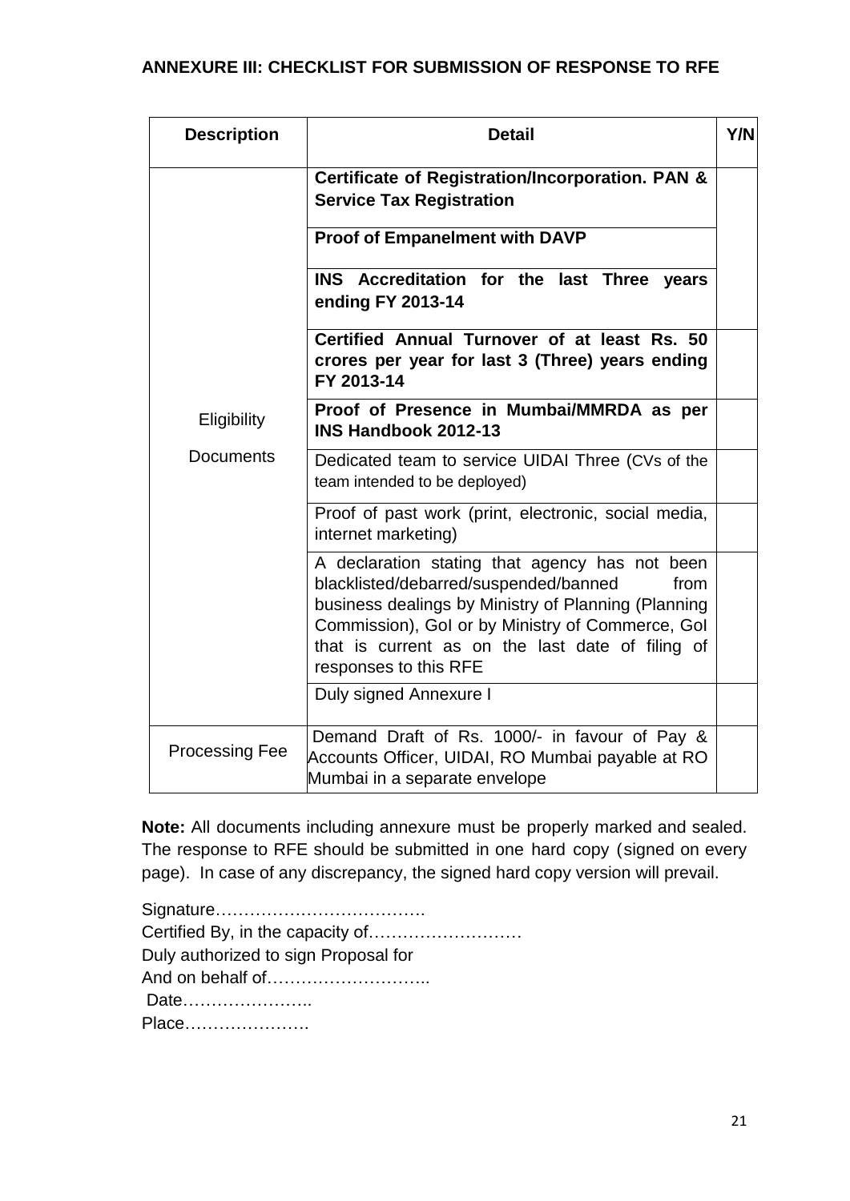### ANNEXURE III: CHECKLIST FOR SUBMISSION OF RESPONSE TO RFE

| Description | Detail | Y/N |
|---|---|---|
| Eligibility Documents | **Certificate of Registration/Incorporation. PAN & Service Tax Registration** | |
| | **Proof of Empanelment with DAVP** | |
| | **INS Accreditation for the last Three years ending FY 2013-14** | |
| | **Certified Annual Turnover of at least Rs. 50 crores per year for last 3 (Three) years ending FY 2013-14** | |
| | **Proof of Presence in Mumbai/MMRDA as per INS Handbook 2012-13** | |
| | Dedicated team to service UIDAI Three (CVs of the team intended to be deployed) | |
| | Proof of past work (print, electronic, social media, internet marketing) | |
| | A declaration stating that agency has not been blacklisted/debarred/suspended/banned from business dealings by Ministry of Planning (Planning Commission), GoI or by Ministry of Commerce, GoI that is current as on the last date of filing of responses to this RFE | |
| | Duly signed Annexure I | |
| Processing Fee | Demand Draft of Rs. 1000/- in favour of Pay & Accounts Officer, UIDAI, RO Mumbai payable at RO Mumbai in a separate envelope | |

**Note:** All documents including annexure must be properly marked and sealed. The response to RFE should be submitted in one hard copy (signed on every page). In case of any discrepancy, the signed hard copy version will prevail.

Signature……………………………….
Certified By, in the capacity of………………………
Duly authorized to sign Proposal for
And on behalf of………………………..
Date…………………..
Place………………….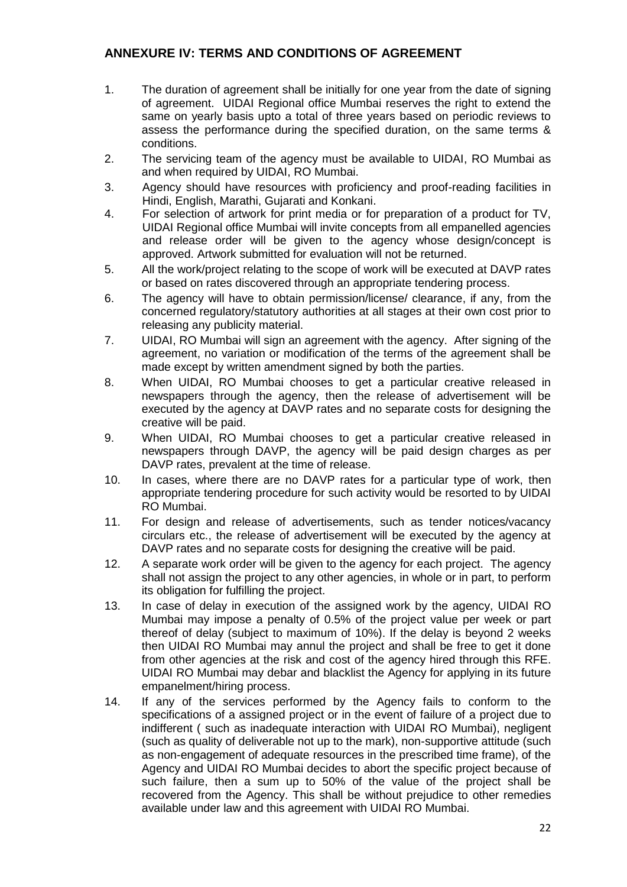## ANNEXURE IV: TERMS AND CONDITIONS OF AGREEMENT

1. The duration of agreement shall be initially for one year from the date of signing of agreement. UIDAI Regional office Mumbai reserves the right to extend the same on yearly basis upto a total of three years based on periodic reviews to assess the performance during the specified duration, on the same terms & conditions.
2. The servicing team of the agency must be available to UIDAI, RO Mumbai as and when required by UIDAI, RO Mumbai.
3. Agency should have resources with proficiency and proof-reading facilities in Hindi, English, Marathi, Gujarati and Konkani.
4. For selection of artwork for print media or for preparation of a product for TV, UIDAI Regional office Mumbai will invite concepts from all empanelled agencies and release order will be given to the agency whose design/concept is approved. Artwork submitted for evaluation will not be returned.
5. All the work/project relating to the scope of work will be executed at DAVP rates or based on rates discovered through an appropriate tendering process.
6. The agency will have to obtain permission/license/ clearance, if any, from the concerned regulatory/statutory authorities at all stages at their own cost prior to releasing any publicity material.
7. UIDAI, RO Mumbai will sign an agreement with the agency. After signing of the agreement, no variation or modification of the terms of the agreement shall be made except by written amendment signed by both the parties.
8. When UIDAI, RO Mumbai chooses to get a particular creative released in newspapers through the agency, then the release of advertisement will be executed by the agency at DAVP rates and no separate costs for designing the creative will be paid.
9. When UIDAI, RO Mumbai chooses to get a particular creative released in newspapers through DAVP, the agency will be paid design charges as per DAVP rates, prevalent at the time of release.
10. In cases, where there are no DAVP rates for a particular type of work, then appropriate tendering procedure for such activity would be resorted to by UIDAI RO Mumbai.
11. For design and release of advertisements, such as tender notices/vacancy circulars etc., the release of advertisement will be executed by the agency at DAVP rates and no separate costs for designing the creative will be paid.
12. A separate work order will be given to the agency for each project. The agency shall not assign the project to any other agencies, in whole or in part, to perform its obligation for fulfilling the project.
13. In case of delay in execution of the assigned work by the agency, UIDAI RO Mumbai may impose a penalty of 0.5% of the project value per week or part thereof of delay (subject to maximum of 10%). If the delay is beyond 2 weeks then UIDAI RO Mumbai may annul the project and shall be free to get it done from other agencies at the risk and cost of the agency hired through this RFE. UIDAI RO Mumbai may debar and blacklist the Agency for applying in its future empanelment/hiring process.
14. If any of the services performed by the Agency fails to conform to the specifications of a assigned project or in the event of failure of a project due to indifferent ( such as inadequate interaction with UIDAI RO Mumbai), negligent (such as quality of deliverable not up to the mark), non-supportive attitude (such as non-engagement of adequate resources in the prescribed time frame), of the Agency and UIDAI RO Mumbai decides to abort the specific project because of such failure, then a sum up to 50% of the value of the project shall be recovered from the Agency. This shall be without prejudice to other remedies available under law and this agreement with UIDAI RO Mumbai.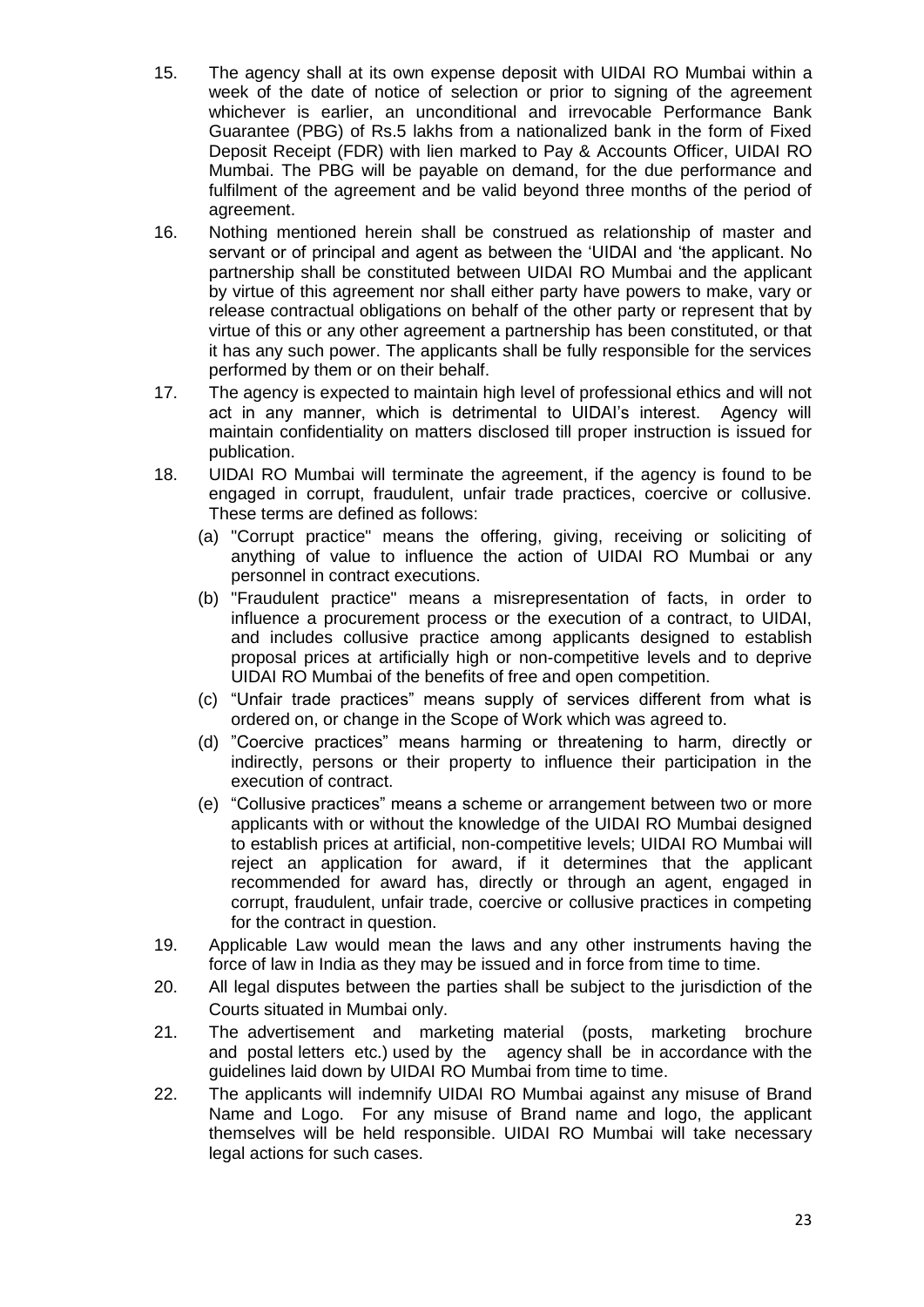15. The agency shall at its own expense deposit with UIDAI RO Mumbai within a week of the date of notice of selection or prior to signing of the agreement whichever is earlier, an unconditional and irrevocable Performance Bank Guarantee (PBG) of Rs.5 lakhs from a nationalized bank in the form of Fixed Deposit Receipt (FDR) with lien marked to Pay & Accounts Officer, UIDAI RO Mumbai. The PBG will be payable on demand, for the due performance and fulfilment of the agreement and be valid beyond three months of the period of agreement.
16. Nothing mentioned herein shall be construed as relationship of master and servant or of principal and agent as between the 'UIDAI and 'the applicant. No partnership shall be constituted between UIDAI RO Mumbai and the applicant by virtue of this agreement nor shall either party have powers to make, vary or release contractual obligations on behalf of the other party or represent that by virtue of this or any other agreement a partnership has been constituted, or that it has any such power. The applicants shall be fully responsible for the services performed by them or on their behalf.
17. The agency is expected to maintain high level of professional ethics and will not act in any manner, which is detrimental to UIDAI's interest. Agency will maintain confidentiality on matters disclosed till proper instruction is issued for publication.
18. UIDAI RO Mumbai will terminate the agreement, if the agency is found to be engaged in corrupt, fraudulent, unfair trade practices, coercive or collusive. These terms are defined as follows:
    (a) "Corrupt practice" means the offering, giving, receiving or soliciting of anything of value to influence the action of UIDAI RO Mumbai or any personnel in contract executions.
    (b) "Fraudulent practice" means a misrepresentation of facts, in order to influence a procurement process or the execution of a contract, to UIDAI, and includes collusive practice among applicants designed to establish proposal prices at artificially high or non-competitive levels and to deprive UIDAI RO Mumbai of the benefits of free and open competition.
    (c) "Unfair trade practices" means supply of services different from what is ordered on, or change in the Scope of Work which was agreed to.
    (d) "Coercive practices" means harming or threatening to harm, directly or indirectly, persons or their property to influence their participation in the execution of contract.
    (e) "Collusive practices" means a scheme or arrangement between two or more applicants with or without the knowledge of the UIDAI RO Mumbai designed to establish prices at artificial, non-competitive levels; UIDAI RO Mumbai will reject an application for award, if it determines that the applicant recommended for award has, directly or through an agent, engaged in corrupt, fraudulent, unfair trade, coercive or collusive practices in competing for the contract in question.
19. Applicable Law would mean the laws and any other instruments having the force of law in India as they may be issued and in force from time to time.
20. All legal disputes between the parties shall be subject to the jurisdiction of the Courts situated in Mumbai only.
21. The advertisement and marketing material (posts, marketing brochure and postal letters etc.) used by the agency shall be in accordance with the guidelines laid down by UIDAI RO Mumbai from time to time.
22. The applicants will indemnify UIDAI RO Mumbai against any misuse of Brand Name and Logo. For any misuse of Brand name and logo, the applicant themselves will be held responsible. UIDAI RO Mumbai will take necessary legal actions for such cases.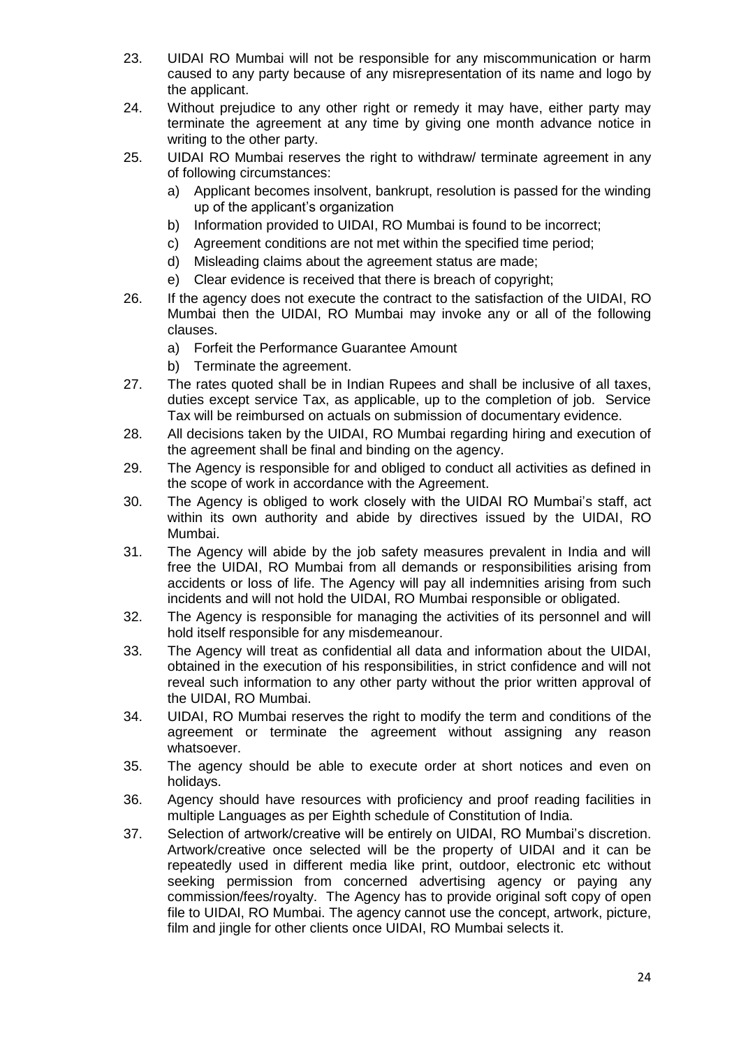23. UIDAI RO Mumbai will not be responsible for any miscommunication or harm caused to any party because of any misrepresentation of its name and logo by the applicant.
24. Without prejudice to any other right or remedy it may have, either party may terminate the agreement at any time by giving one month advance notice in writing to the other party.
25. UIDAI RO Mumbai reserves the right to withdraw/ terminate agreement in any of following circumstances:
    a) Applicant becomes insolvent, bankrupt, resolution is passed for the winding up of the applicant's organization
    b) Information provided to UIDAI, RO Mumbai is found to be incorrect;
    c) Agreement conditions are not met within the specified time period;
    d) Misleading claims about the agreement status are made;
    e) Clear evidence is received that there is breach of copyright;
26. If the agency does not execute the contract to the satisfaction of the UIDAI, RO Mumbai then the UIDAI, RO Mumbai may invoke any or all of the following clauses.
    a) Forfeit the Performance Guarantee Amount
    b) Terminate the agreement.
27. The rates quoted shall be in Indian Rupees and shall be inclusive of all taxes, duties except service Tax, as applicable, up to the completion of job. Service Tax will be reimbursed on actuals on submission of documentary evidence.
28. All decisions taken by the UIDAI, RO Mumbai regarding hiring and execution of the agreement shall be final and binding on the agency.
29. The Agency is responsible for and obliged to conduct all activities as defined in the scope of work in accordance with the Agreement.
30. The Agency is obliged to work closely with the UIDAI RO Mumbai's staff, act within its own authority and abide by directives issued by the UIDAI, RO Mumbai.
31. The Agency will abide by the job safety measures prevalent in India and will free the UIDAI, RO Mumbai from all demands or responsibilities arising from accidents or loss of life. The Agency will pay all indemnities arising from such incidents and will not hold the UIDAI, RO Mumbai responsible or obligated.
32. The Agency is responsible for managing the activities of its personnel and will hold itself responsible for any misdemeanour.
33. The Agency will treat as confidential all data and information about the UIDAI, obtained in the execution of his responsibilities, in strict confidence and will not reveal such information to any other party without the prior written approval of the UIDAI, RO Mumbai.
34. UIDAI, RO Mumbai reserves the right to modify the term and conditions of the agreement or terminate the agreement without assigning any reason whatsoever.
35. The agency should be able to execute order at short notices and even on holidays.
36. Agency should have resources with proficiency and proof reading facilities in multiple Languages as per Eighth schedule of Constitution of India.
37. Selection of artwork/creative will be entirely on UIDAI, RO Mumbai's discretion. Artwork/creative once selected will be the property of UIDAI and it can be repeatedly used in different media like print, outdoor, electronic etc without seeking permission from concerned advertising agency or paying any commission/fees/royalty. The Agency has to provide original soft copy of open file to UIDAI, RO Mumbai. The agency cannot use the concept, artwork, picture, film and jingle for other clients once UIDAI, RO Mumbai selects it.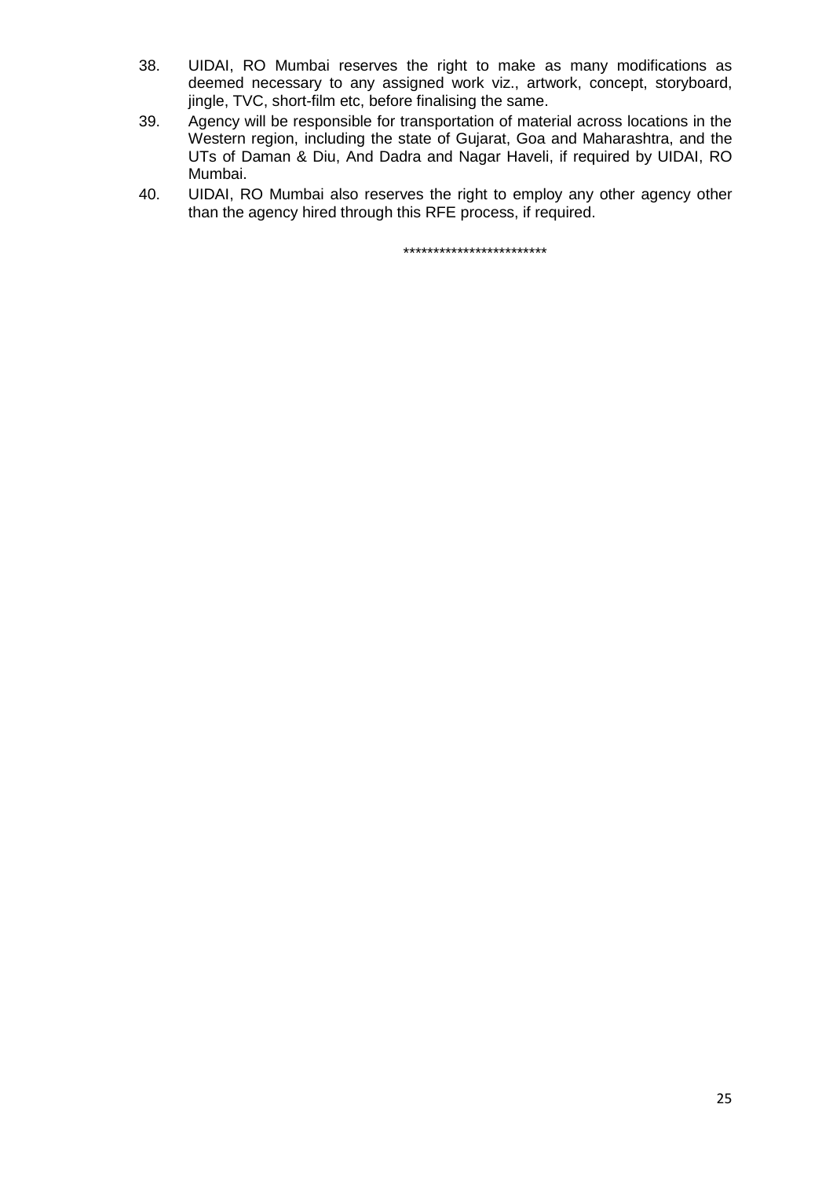38. UIDAI, RO Mumbai reserves the right to make as many modifications as deemed necessary to any assigned work viz., artwork, concept, storyboard, jingle, TVC, short-film etc, before finalising the same.
39. Agency will be responsible for transportation of material across locations in the Western region, including the state of Gujarat, Goa and Maharashtra, and the UTs of Daman & Diu, And Dadra and Nagar Haveli, if required by UIDAI, RO Mumbai.
40. UIDAI, RO Mumbai also reserves the right to employ any other agency other than the agency hired through this RFE process, if required.

************************